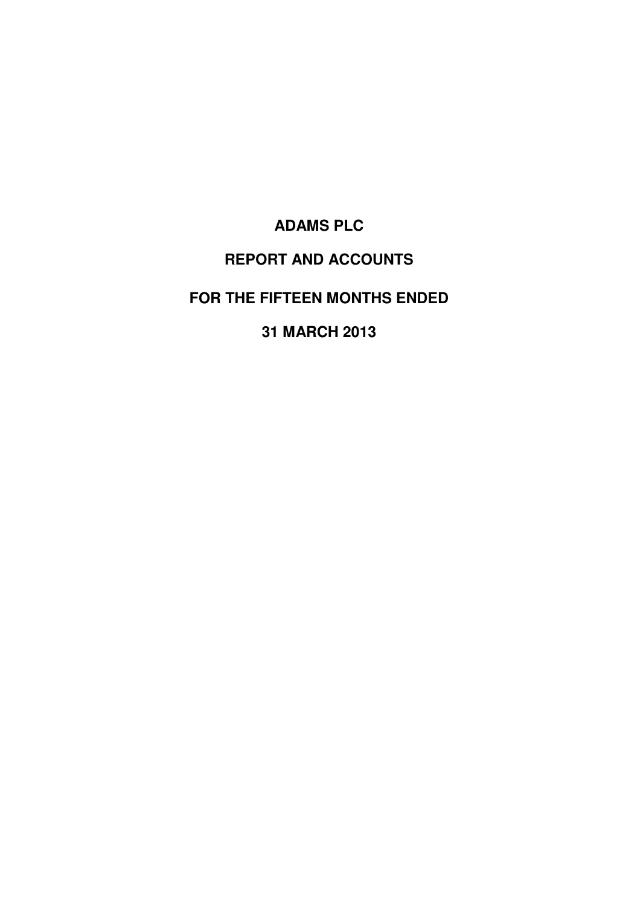# ADAMS PLC

## REPORT AND ACCOUNTS

## FOR THE FIFTEEN MONTHS ENDED

## 31 MARCH 2013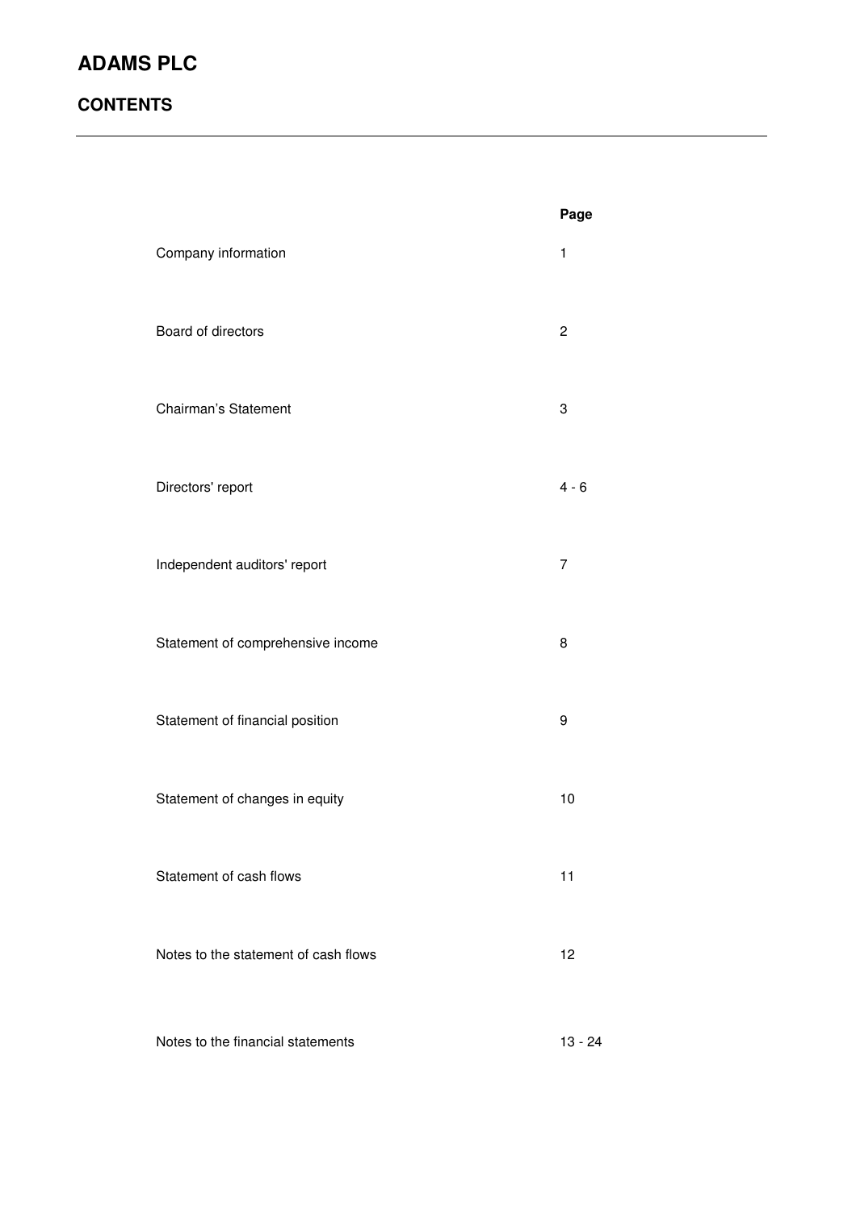# ADAMS PLC

## CONTENTS

| | Page |
|---|---|
| Company information | 1 |
| Board of directors | 2 |
| Chairman's Statement | 3 |
| Directors' report | 4 - 6 |
| Independent auditors' report | 7 |
| Statement of comprehensive income | 8 |
| Statement of financial position | 9 |
| Statement of changes in equity | 10 |
| Statement of cash flows | 11 |
| Notes to the statement of cash flows | 12 |
| Notes to the financial statements | 13 - 24 |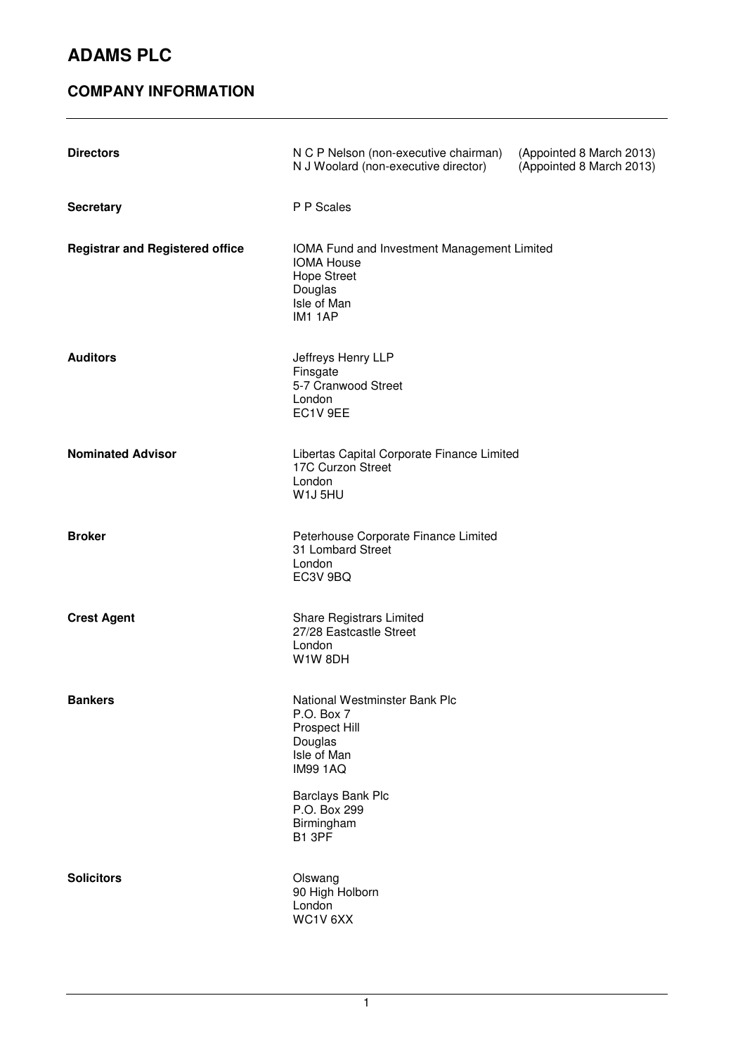# ADAMS PLC

## COMPANY INFORMATION

| | | |
|---|---|---|
| **Directors** | N C P Nelson (non-executive chairman) | (Appointed 8 March 2013) |
| | N J Woolard (non-executive director) | (Appointed 8 March 2013) |

**Secretary**

P P Scales

**Registrar and Registered office**

IOMA Fund and Investment Management Limited
IOMA House
Hope Street
Douglas
Isle of Man
IM1 1AP

**Auditors**

Jeffreys Henry LLP
Finsgate
5-7 Cranwood Street
London
EC1V 9EE

**Nominated Advisor**

Libertas Capital Corporate Finance Limited
17C Curzon Street
London
W1J 5HU

**Broker**

Peterhouse Corporate Finance Limited
31 Lombard Street
London
EC3V 9BQ

**Crest Agent**

Share Registrars Limited
27/28 Eastcastle Street
London
W1W 8DH

**Bankers**

National Westminster Bank Plc
P.O. Box 7
Prospect Hill
Douglas
Isle of Man
IM99 1AQ

Barclays Bank Plc
P.O. Box 299
Birmingham
B1 3PF

**Solicitors**

Olswang
90 High Holborn
London
WC1V 6XX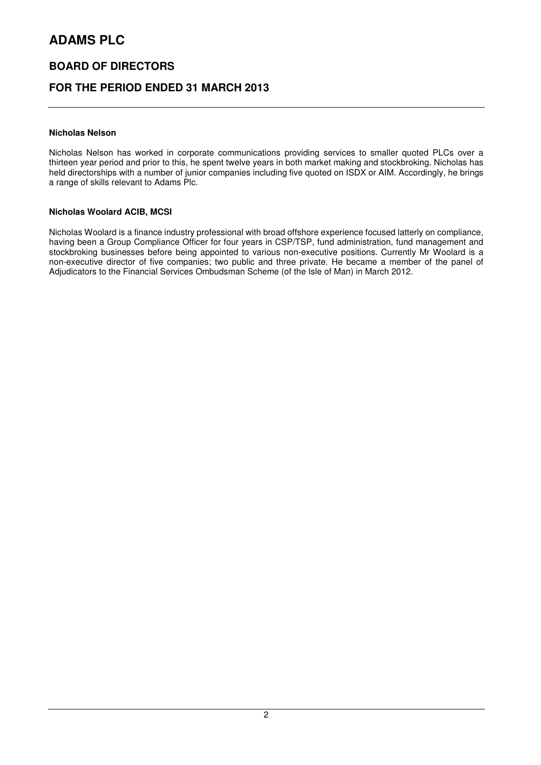# ADAMS PLC

## BOARD OF DIRECTORS

## FOR THE PERIOD ENDED 31 MARCH 2013

**Nicholas Nelson**

Nicholas Nelson has worked in corporate communications providing services to smaller quoted PLCs over a thirteen year period and prior to this, he spent twelve years in both market making and stockbroking. Nicholas has held directorships with a number of junior companies including five quoted on ISDX or AIM. Accordingly, he brings a range of skills relevant to Adams Plc.

**Nicholas Woolard ACIB, MCSI**

Nicholas Woolard is a finance industry professional with broad offshore experience focused latterly on compliance, having been a Group Compliance Officer for four years in CSP/TSP, fund administration, fund management and stockbroking businesses before being appointed to various non-executive positions. Currently Mr Woolard is a non-executive director of five companies; two public and three private. He became a member of the panel of Adjudicators to the Financial Services Ombudsman Scheme (of the Isle of Man) in March 2012.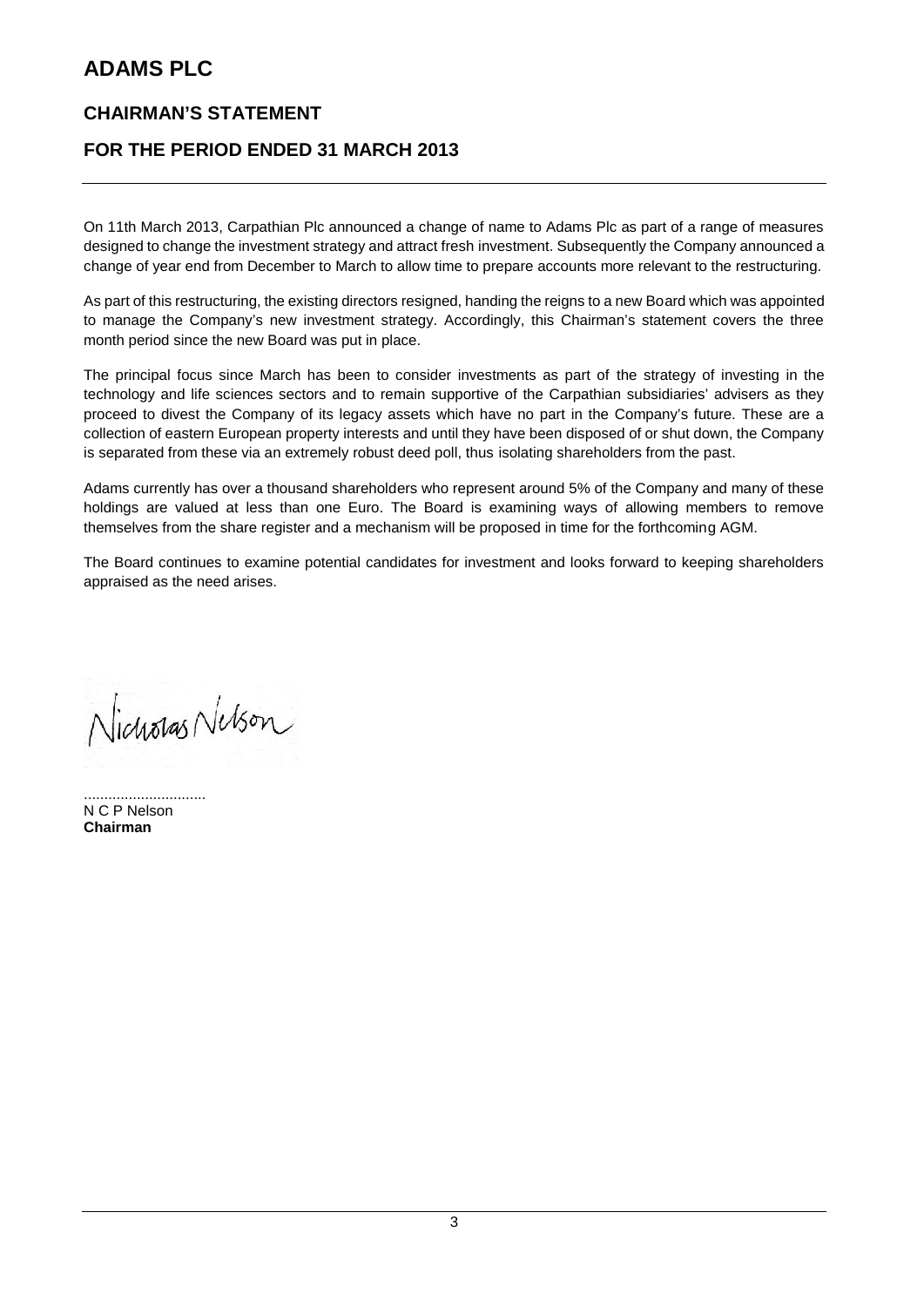# ADAMS PLC

## CHAIRMAN'S STATEMENT

## FOR THE PERIOD ENDED 31 MARCH 2013

On 11th March 2013, Carpathian Plc announced a change of name to Adams Plc as part of a range of measures designed to change the investment strategy and attract fresh investment. Subsequently the Company announced a change of year end from December to March to allow time to prepare accounts more relevant to the restructuring.

As part of this restructuring, the existing directors resigned, handing the reigns to a new Board which was appointed to manage the Company's new investment strategy. Accordingly, this Chairman's statement covers the three month period since the new Board was put in place.

The principal focus since March has been to consider investments as part of the strategy of investing in the technology and life sciences sectors and to remain supportive of the Carpathian subsidiaries' advisers as they proceed to divest the Company of its legacy assets which have no part in the Company's future. These are a collection of eastern European property interests and until they have been disposed of or shut down, the Company is separated from these via an extremely robust deed poll, thus isolating shareholders from the past.

Adams currently has over a thousand shareholders who represent around 5% of the Company and many of these holdings are valued at less than one Euro. The Board is examining ways of allowing members to remove themselves from the share register and a mechanism will be proposed in time for the forthcoming AGM.

The Board continues to examine potential candidates for investment and looks forward to keeping shareholders appraised as the need arises.

Nicholas Nelson

.............................
N C P Nelson
**Chairman**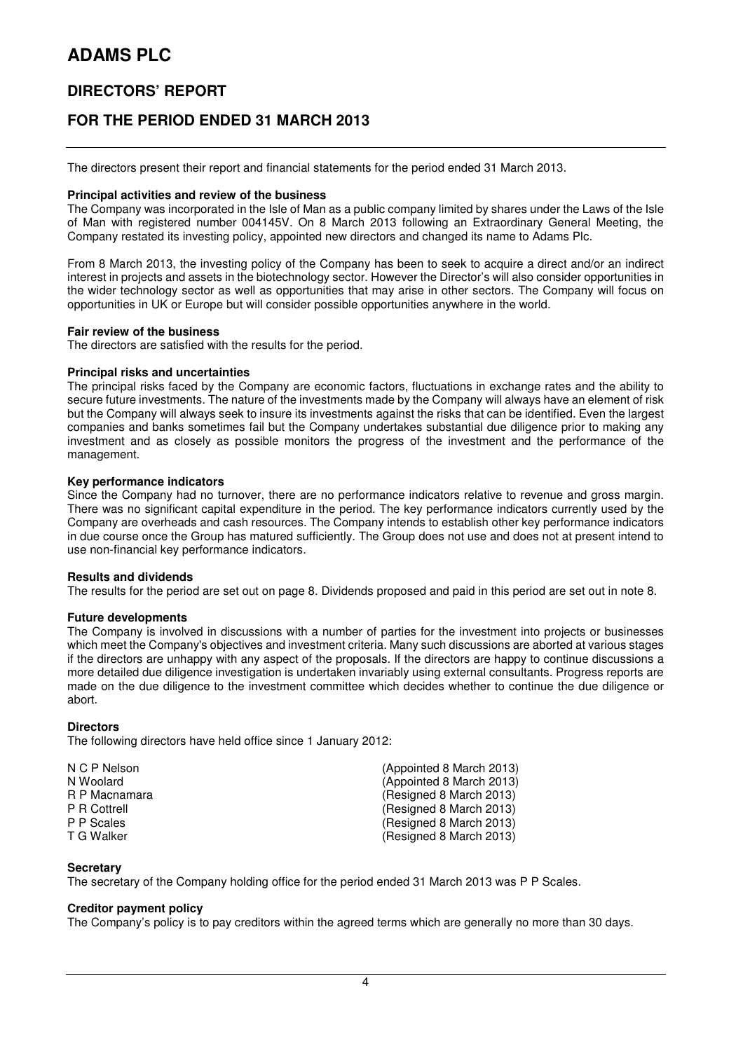# ADAMS PLC

## DIRECTORS' REPORT

## FOR THE PERIOD ENDED 31 MARCH 2013

The directors present their report and financial statements for the period ended 31 March 2013.

**Principal activities and review of the business**

The Company was incorporated in the Isle of Man as a public company limited by shares under the Laws of the Isle of Man with registered number 004145V. On 8 March 2013 following an Extraordinary General Meeting, the Company restated its investing policy, appointed new directors and changed its name to Adams Plc.

From 8 March 2013, the investing policy of the Company has been to seek to acquire a direct and/or an indirect interest in projects and assets in the biotechnology sector. However the Director's will also consider opportunities in the wider technology sector as well as opportunities that may arise in other sectors. The Company will focus on opportunities in UK or Europe but will consider possible opportunities anywhere in the world.

**Fair review of the business**

The directors are satisfied with the results for the period.

**Principal risks and uncertainties**

The principal risks faced by the Company are economic factors, fluctuations in exchange rates and the ability to secure future investments. The nature of the investments made by the Company will always have an element of risk but the Company will always seek to insure its investments against the risks that can be identified. Even the largest companies and banks sometimes fail but the Company undertakes substantial due diligence prior to making any investment and as closely as possible monitors the progress of the investment and the performance of the management.

**Key performance indicators**

Since the Company had no turnover, there are no performance indicators relative to revenue and gross margin. There was no significant capital expenditure in the period. The key performance indicators currently used by the Company are overheads and cash resources. The Company intends to establish other key performance indicators in due course once the Group has matured sufficiently. The Group does not use and does not at present intend to use non-financial key performance indicators.

**Results and dividends**

The results for the period are set out on page 8. Dividends proposed and paid in this period are set out in note 8.

**Future developments**

The Company is involved in discussions with a number of parties for the investment into projects or businesses which meet the Company's objectives and investment criteria. Many such discussions are aborted at various stages if the directors are unhappy with any aspect of the proposals. If the directors are happy to continue discussions a more detailed due diligence investigation is undertaken invariably using external consultants. Progress reports are made on the due diligence to the investment committee which decides whether to continue the due diligence or abort.

**Directors**

The following directors have held office since 1 January 2012:

| | |
|---|---|
| N C P Nelson | (Appointed 8 March 2013) |
| N Woolard | (Appointed 8 March 2013) |
| R P Macnamara | (Resigned 8 March 2013) |
| P R Cottrell | (Resigned 8 March 2013) |
| P P Scales | (Resigned 8 March 2013) |
| T G Walker | (Resigned 8 March 2013) |

**Secretary**

The secretary of the Company holding office for the period ended 31 March 2013 was P P Scales.

**Creditor payment policy**

The Company's policy is to pay creditors within the agreed terms which are generally no more than 30 days.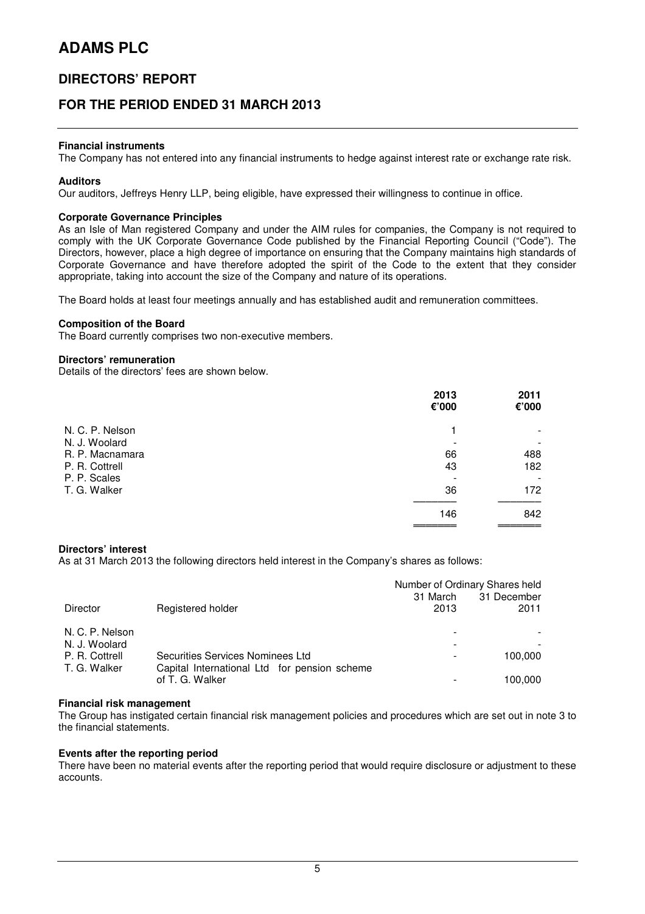# ADAMS PLC

## DIRECTORS' REPORT

## FOR THE PERIOD ENDED 31 MARCH 2013

**Financial instruments**
The Company has not entered into any financial instruments to hedge against interest rate or exchange rate risk.

**Auditors**
Our auditors, Jeffreys Henry LLP, being eligible, have expressed their willingness to continue in office.

**Corporate Governance Principles**
As an Isle of Man registered Company and under the AIM rules for companies, the Company is not required to comply with the UK Corporate Governance Code published by the Financial Reporting Council ("Code"). The Directors, however, place a high degree of importance on ensuring that the Company maintains high standards of Corporate Governance and have therefore adopted the spirit of the Code to the extent that they consider appropriate, taking into account the size of the Company and nature of its operations.

The Board holds at least four meetings annually and has established audit and remuneration committees.

**Composition of the Board**
The Board currently comprises two non-executive members.

**Directors' remuneration**
Details of the directors' fees are shown below.

| | 2013 €'000 | 2011 €'000 |
|---|---|---|
| N. C. P. Nelson | 1 | - |
| N. J. Woolard | - | - |
| R. P. Macnamara | 66 | 488 |
| P. R. Cottrell | 43 | 182 |
| P. P. Scales | - | - |
| T. G. Walker | 36 | 172 |
| | 146 | 842 |

**Directors' interest**
As at 31 March 2013 the following directors held interest in the Company's shares as follows:

| Director | Registered holder | Number of Ordinary Shares held 31 March 2013 | 31 December 2011 |
|---|---|---|---|
| N. C. P. Nelson | | - | - |
| N. J. Woolard | | - | - |
| P. R. Cottrell | Securities Services Nominees Ltd | - | 100,000 |
| T. G. Walker | Capital International Ltd for pension scheme of T. G. Walker | - | 100,000 |

**Financial risk management**
The Group has instigated certain financial risk management policies and procedures which are set out in note 3 to the financial statements.

**Events after the reporting period**
There have been no material events after the reporting period that would require disclosure or adjustment to these accounts.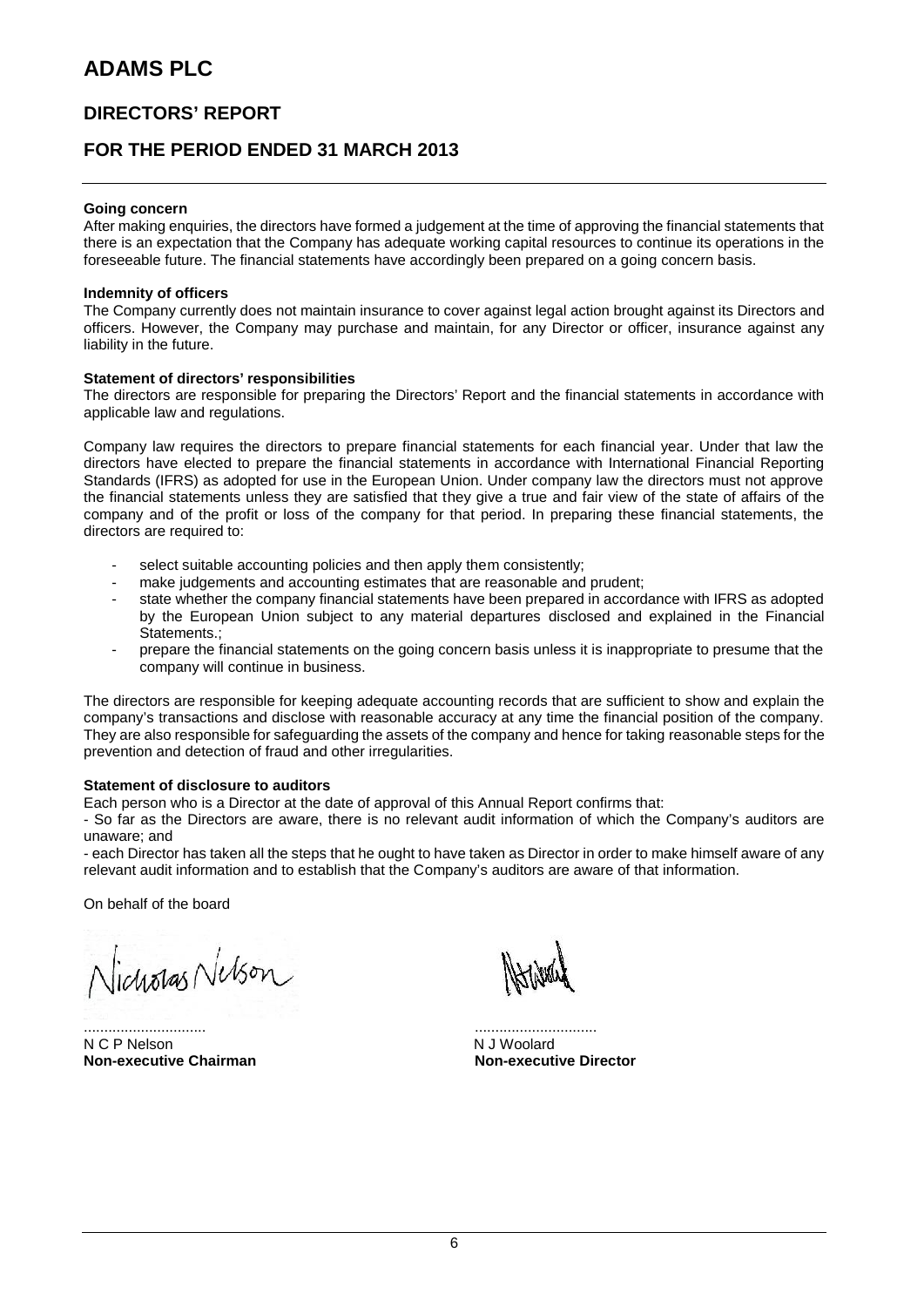# ADAMS PLC

## DIRECTORS' REPORT

## FOR THE PERIOD ENDED 31 MARCH 2013

**Going concern**

After making enquiries, the directors have formed a judgement at the time of approving the financial statements that there is an expectation that the Company has adequate working capital resources to continue its operations in the foreseeable future. The financial statements have accordingly been prepared on a going concern basis.

**Indemnity of officers**

The Company currently does not maintain insurance to cover against legal action brought against its Directors and officers. However, the Company may purchase and maintain, for any Director or officer, insurance against any liability in the future.

**Statement of directors' responsibilities**

The directors are responsible for preparing the Directors' Report and the financial statements in accordance with applicable law and regulations.

Company law requires the directors to prepare financial statements for each financial year. Under that law the directors have elected to prepare the financial statements in accordance with International Financial Reporting Standards (IFRS) as adopted for use in the European Union. Under company law the directors must not approve the financial statements unless they are satisfied that they give a true and fair view of the state of affairs of the company and of the profit or loss of the company for that period. In preparing these financial statements, the directors are required to:

- select suitable accounting policies and then apply them consistently;
- make judgements and accounting estimates that are reasonable and prudent;
- state whether the company financial statements have been prepared in accordance with IFRS as adopted by the European Union subject to any material departures disclosed and explained in the Financial Statements.;
- prepare the financial statements on the going concern basis unless it is inappropriate to presume that the company will continue in business.

The directors are responsible for keeping adequate accounting records that are sufficient to show and explain the company's transactions and disclose with reasonable accuracy at any time the financial position of the company. They are also responsible for safeguarding the assets of the company and hence for taking reasonable steps for the prevention and detection of fraud and other irregularities.

**Statement of disclosure to auditors**

Each person who is a Director at the date of approval of this Annual Report confirms that:

- So far as the Directors are aware, there is no relevant audit information of which the Company's auditors are unaware; and

- each Director has taken all the steps that he ought to have taken as Director in order to make himself aware of any relevant audit information and to establish that the Company's auditors are aware of that information.

On behalf of the board

..............................
N C P Nelson
**Non-executive Chairman**

..............................
N J Woolard
**Non-executive Director**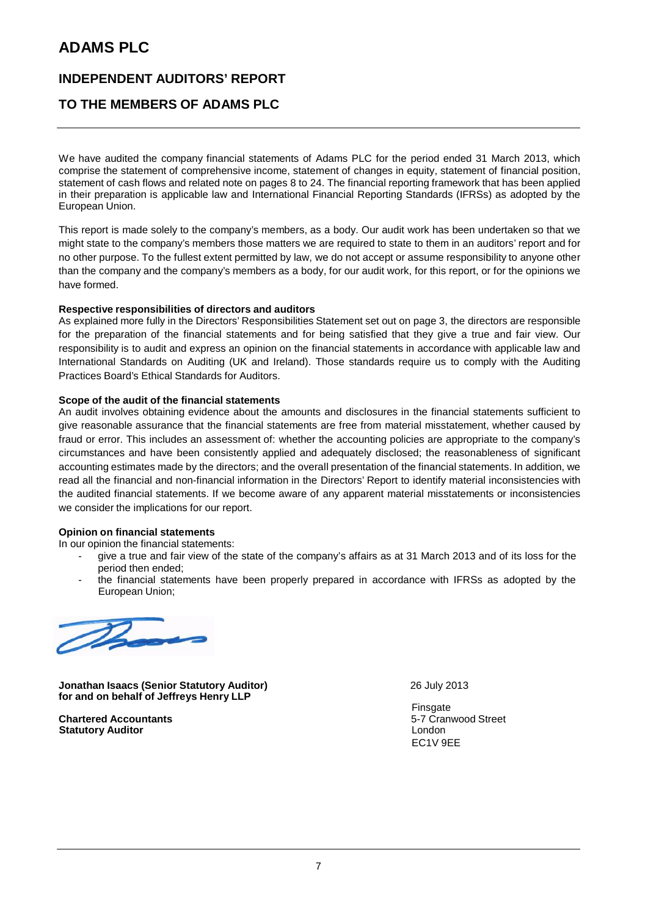# ADAMS PLC

## INDEPENDENT AUDITORS' REPORT

## TO THE MEMBERS OF ADAMS PLC

We have audited the company financial statements of Adams PLC for the period ended 31 March 2013, which comprise the statement of comprehensive income, statement of changes in equity, statement of financial position, statement of cash flows and related note on pages 8 to 24. The financial reporting framework that has been applied in their preparation is applicable law and International Financial Reporting Standards (IFRSs) as adopted by the European Union.

This report is made solely to the company's members, as a body. Our audit work has been undertaken so that we might state to the company's members those matters we are required to state to them in an auditors' report and for no other purpose. To the fullest extent permitted by law, we do not accept or assume responsibility to anyone other than the company and the company's members as a body, for our audit work, for this report, or for the opinions we have formed.

**Respective responsibilities of directors and auditors**

As explained more fully in the Directors' Responsibilities Statement set out on page 3, the directors are responsible for the preparation of the financial statements and for being satisfied that they give a true and fair view. Our responsibility is to audit and express an opinion on the financial statements in accordance with applicable law and International Standards on Auditing (UK and Ireland). Those standards require us to comply with the Auditing Practices Board's Ethical Standards for Auditors.

**Scope of the audit of the financial statements**

An audit involves obtaining evidence about the amounts and disclosures in the financial statements sufficient to give reasonable assurance that the financial statements are free from material misstatement, whether caused by fraud or error. This includes an assessment of: whether the accounting policies are appropriate to the company's circumstances and have been consistently applied and adequately disclosed; the reasonableness of significant accounting estimates made by the directors; and the overall presentation of the financial statements. In addition, we read all the financial and non-financial information in the Directors' Report to identify material inconsistencies with the audited financial statements. If we become aware of any apparent material misstatements or inconsistencies we consider the implications for our report.

**Opinion on financial statements**

In our opinion the financial statements:

- give a true and fair view of the state of the company's affairs as at 31 March 2013 and of its loss for the period then ended;
- the financial statements have been properly prepared in accordance with IFRSs as adopted by the European Union;

**Jonathan Isaacs (Senior Statutory Auditor)**
**for and on behalf of Jeffreys Henry LLP**

**Chartered Accountants**
**Statutory Auditor**

26 July 2013

Finsgate
5-7 Cranwood Street
London
EC1V 9EE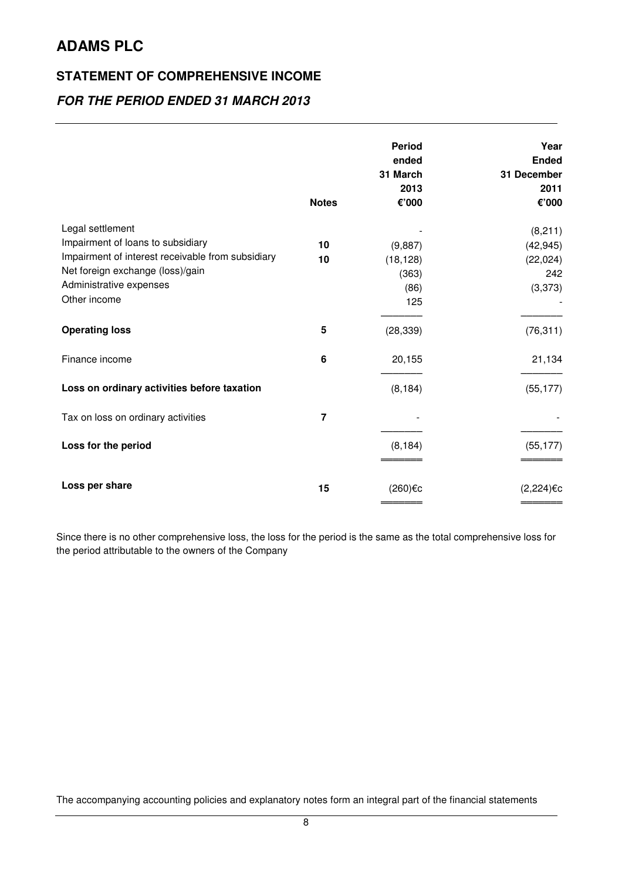# ADAMS PLC

## STATEMENT OF COMPREHENSIVE INCOME

### *FOR THE PERIOD ENDED 31 MARCH 2013*

| | Notes | Period ended 31 March 2013 €'000 | Year Ended 31 December 2011 €'000 |
|---|---|---|---|
| Legal settlement | | - | (8,211) |
| Impairment of loans to subsidiary | 10 | (9,887) | (42,945) |
| Impairment of interest receivable from subsidiary | 10 | (18,128) | (22,024) |
| Net foreign exchange (loss)/gain | | (363) | 242 |
| Administrative expenses | | (86) | (3,373) |
| Other income | | 125 | - |
| **Operating loss** | 5 | (28,339) | (76,311) |
| Finance income | 6 | 20,155 | 21,134 |
| **Loss on ordinary activities before taxation** | | (8,184) | (55,177) |
| Tax on loss on ordinary activities | 7 | - | - |
| **Loss for the period** | | (8,184) | (55,177) |
| **Loss per share** | 15 | (260)€c | (2,224)€c |

Since there is no other comprehensive loss, the loss for the period is the same as the total comprehensive loss for the period attributable to the owners of the Company

The accompanying accounting policies and explanatory notes form an integral part of the financial statements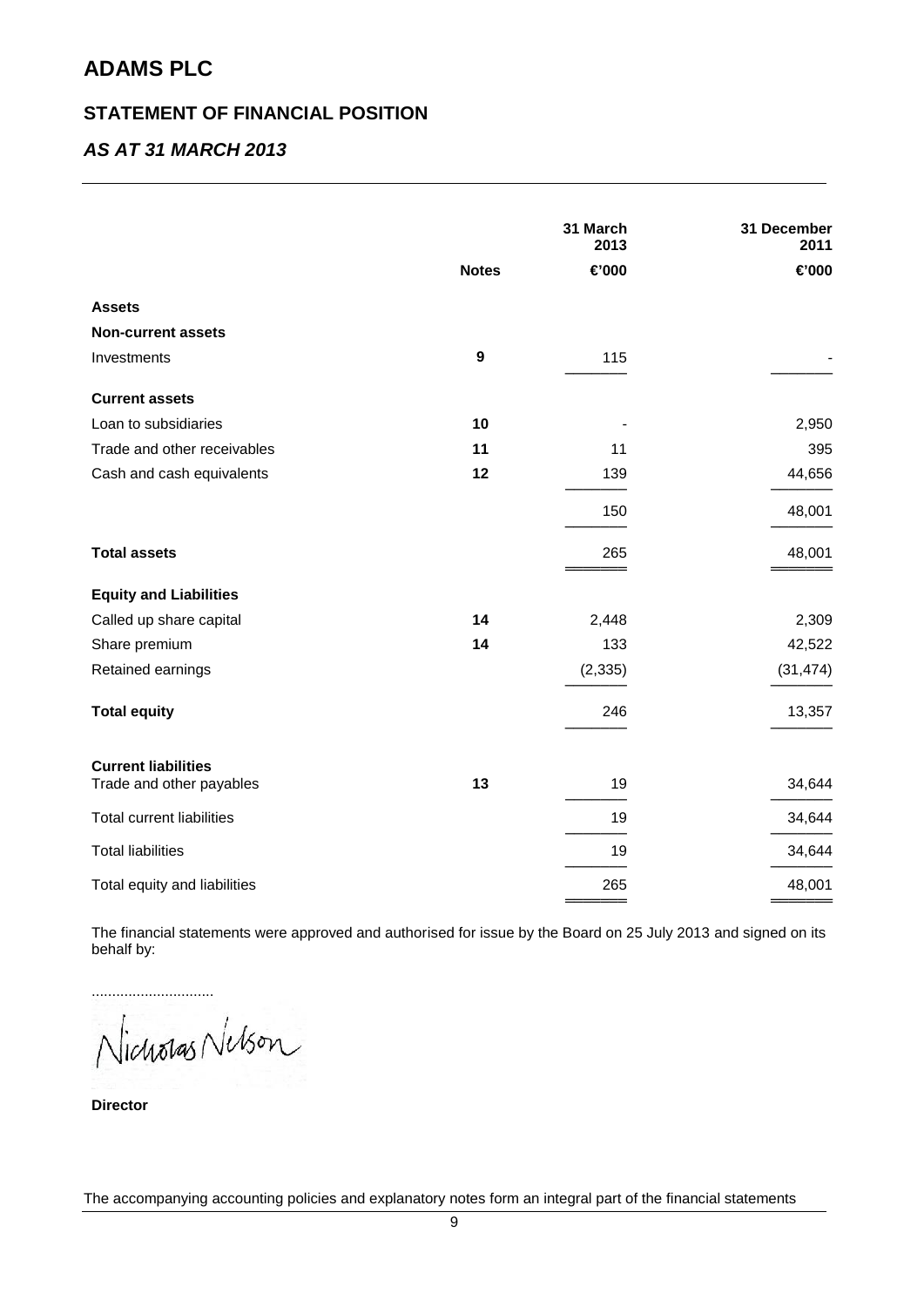# ADAMS PLC

## STATEMENT OF FINANCIAL POSITION

### *AS AT 31 MARCH 2013*

| | Notes | 31 March 2013 €'000 | 31 December 2011 €'000 |
|---|---|---|---|
| **Assets** | | | |
| **Non-current assets** | | | |
| Investments | 9 | 115 | - |
| **Current assets** | | | |
| Loan to subsidiaries | 10 | - | 2,950 |
| Trade and other receivables | 11 | 11 | 395 |
| Cash and cash equivalents | 12 | 139 | 44,656 |
| | | 150 | 48,001 |
| **Total assets** | | 265 | 48,001 |
| **Equity and Liabilities** | | | |
| Called up share capital | 14 | 2,448 | 2,309 |
| Share premium | 14 | 133 | 42,522 |
| Retained earnings | | (2,335) | (31,474) |
| **Total equity** | | 246 | 13,357 |
| **Current liabilities** | | | |
| Trade and other payables | 13 | 19 | 34,644 |
| Total current liabilities | | 19 | 34,644 |
| Total liabilities | | 19 | 34,644 |
| Total equity and liabilities | | 265 | 48,001 |

The financial statements were approved and authorised for issue by the Board on 25 July 2013 and signed on its behalf by:

..............................

Nicholas Nelson

**Director**

The accompanying accounting policies and explanatory notes form an integral part of the financial statements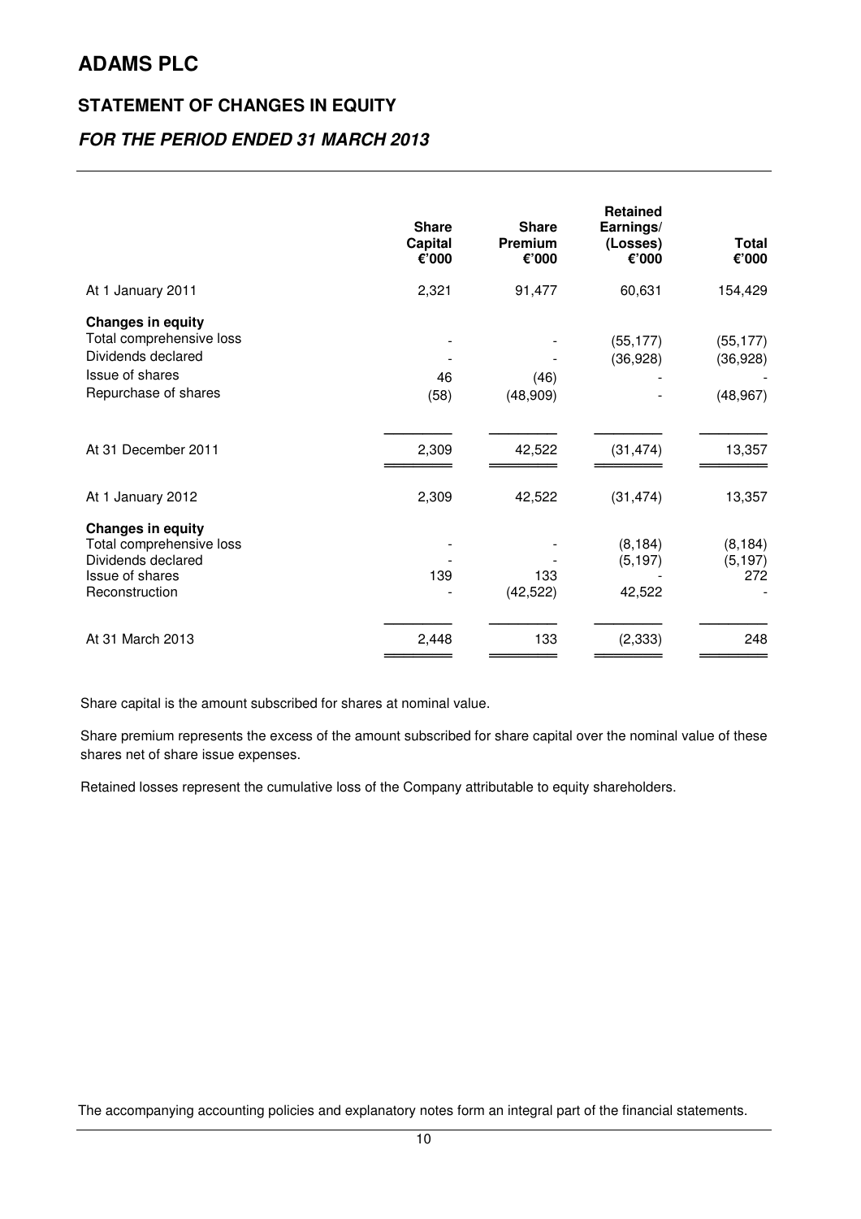# ADAMS PLC

## STATEMENT OF CHANGES IN EQUITY

### *FOR THE PERIOD ENDED 31 MARCH 2013*

| | Share Capital €'000 | Share Premium €'000 | Retained Earnings/ (Losses) €'000 | Total €'000 |
|---|---|---|---|---|
| At 1 January 2011 | 2,321 | 91,477 | 60,631 | 154,429 |
| **Changes in equity** | | | | |
| Total comprehensive loss | - | - | (55,177) | (55,177) |
| Dividends declared | - | - | (36,928) | (36,928) |
| Issue of shares | 46 | (46) | - | - |
| Repurchase of shares | (58) | (48,909) | - | (48,967) |
| At 31 December 2011 | 2,309 | 42,522 | (31,474) | 13,357 |
| At 1 January 2012 | 2,309 | 42,522 | (31,474) | 13,357 |
| **Changes in equity** | | | | |
| Total comprehensive loss | - | - | (8,184) | (8,184) |
| Dividends declared | - | - | (5,197) | (5,197) |
| Issue of shares | 139 | 133 | - | 272 |
| Reconstruction | - | (42,522) | 42,522 | - |
| At 31 March 2013 | 2,448 | 133 | (2,333) | 248 |

Share capital is the amount subscribed for shares at nominal value.

Share premium represents the excess of the amount subscribed for share capital over the nominal value of these shares net of share issue expenses.

Retained losses represent the cumulative loss of the Company attributable to equity shareholders.

The accompanying accounting policies and explanatory notes form an integral part of the financial statements.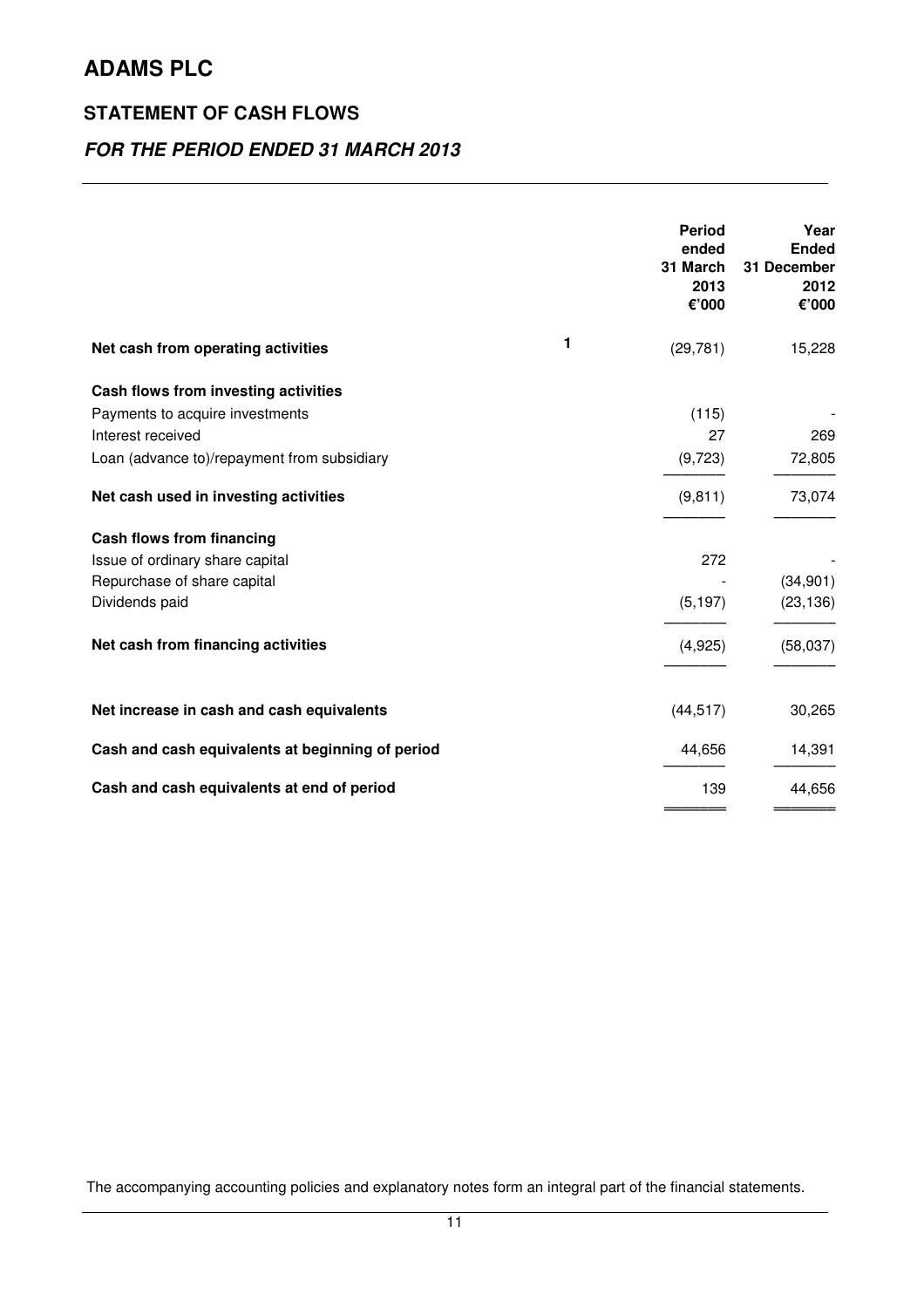# ADAMS PLC

## STATEMENT OF CASH FLOWS

### *FOR THE PERIOD ENDED 31 MARCH 2013*

| | | Period ended 31 March 2013 €'000 | Year Ended 31 December 2012 €'000 |
|---|---|---|---|
| **Net cash from operating activities** | 1 | (29,781) | 15,228 |
| **Cash flows from investing activities** | | | |
| Payments to acquire investments | | (115) | - |
| Interest received | | 27 | 269 |
| Loan (advance to)/repayment from subsidiary | | (9,723) | 72,805 |
| **Net cash used in investing activities** | | (9,811) | 73,074 |
| **Cash flows from financing** | | | |
| Issue of ordinary share capital | | 272 | - |
| Repurchase of share capital | | - | (34,901) |
| Dividends paid | | (5,197) | (23,136) |
| **Net cash from financing activities** | | (4,925) | (58,037) |
| **Net increase in cash and cash equivalents** | | (44,517) | 30,265 |
| **Cash and cash equivalents at beginning of period** | | 44,656 | 14,391 |
| **Cash and cash equivalents at end of period** | | 139 | 44,656 |

The accompanying accounting policies and explanatory notes form an integral part of the financial statements.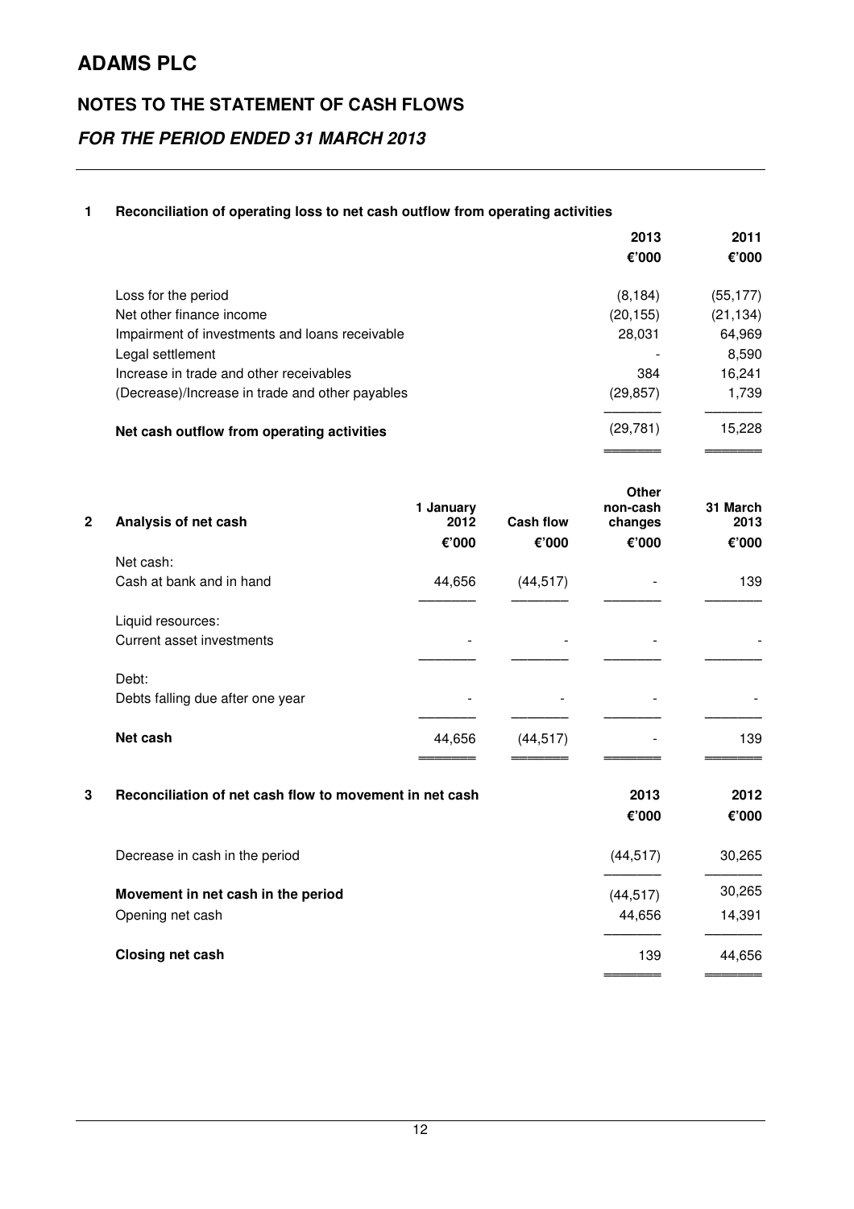# ADAMS PLC

## NOTES TO THE STATEMENT OF CASH FLOWS

### *FOR THE PERIOD ENDED 31 MARCH 2013*

**1 Reconciliation of operating loss to net cash outflow from operating activities**

| | 2013 €'000 | 2011 €'000 |
|---|---|---|
| Loss for the period | (8,184) | (55,177) |
| Net other finance income | (20,155) | (21,134) |
| Impairment of investments and loans receivable | 28,031 | 64,969 |
| Legal settlement | - | 8,590 |
| Increase in trade and other receivables | 384 | 16,241 |
| (Decrease)/Increase in trade and other payables | (29,857) | 1,739 |
| **Net cash outflow from operating activities** | (29,781) | 15,228 |

**2 Analysis of net cash**

| | 1 January 2012 €'000 | Cash flow €'000 | Other non-cash changes €'000 | 31 March 2013 €'000 |
|---|---|---|---|---|
| Net cash: | | | | |
| Cash at bank and in hand | 44,656 | (44,517) | - | 139 |
| Liquid resources: | | | | |
| Current asset investments | - | - | - | - |
| Debt: | | | | |
| Debts falling due after one year | - | - | - | - |
| **Net cash** | 44,656 | (44,517) | - | 139 |

**3 Reconciliation of net cash flow to movement in net cash**

| | 2013 €'000 | 2012 €'000 |
|---|---|---|
| Decrease in cash in the period | (44,517) | 30,265 |
| **Movement in net cash in the period** | (44,517) | 30,265 |
| Opening net cash | 44,656 | 14,391 |
| **Closing net cash** | 139 | 44,656 |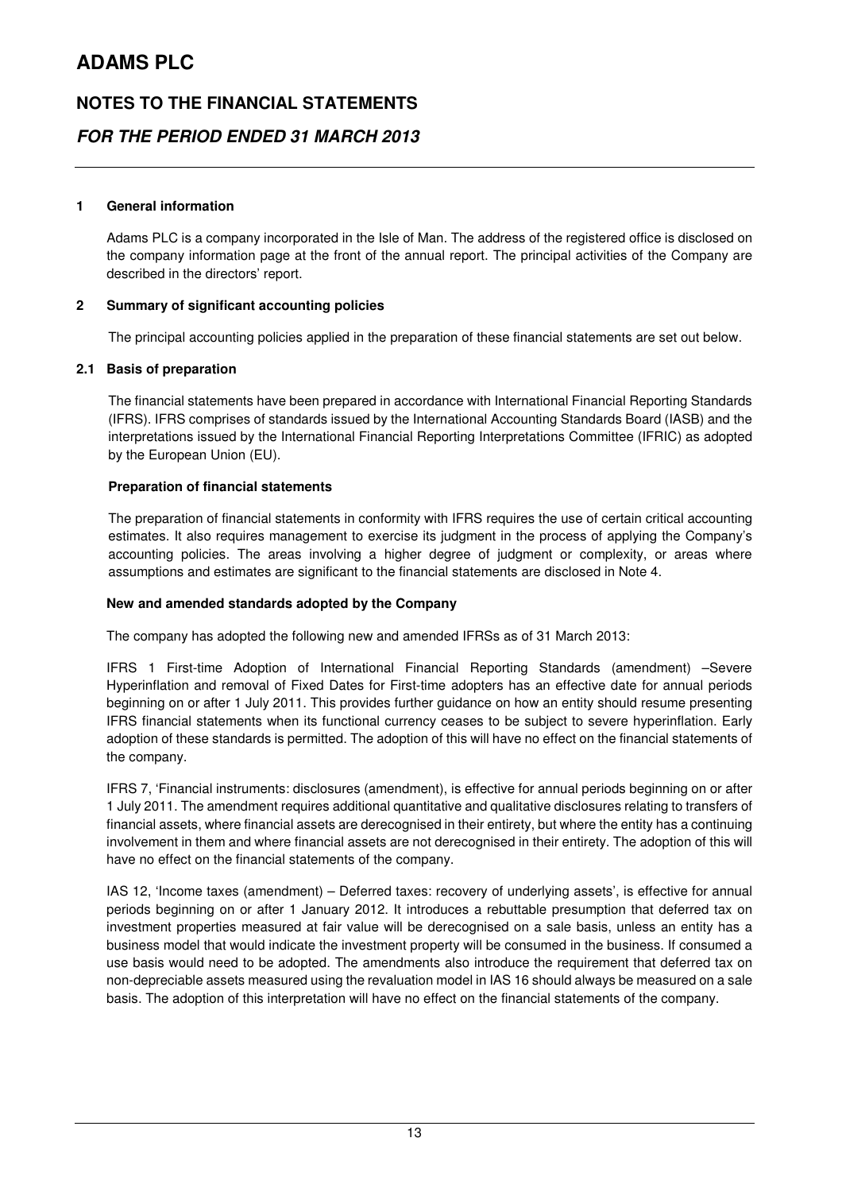# ADAMS PLC

## NOTES TO THE FINANCIAL STATEMENTS

## *FOR THE PERIOD ENDED 31 MARCH 2013*

### 1 General information

Adams PLC is a company incorporated in the Isle of Man. The address of the registered office is disclosed on the company information page at the front of the annual report. The principal activities of the Company are described in the directors' report.

### 2 Summary of significant accounting policies

The principal accounting policies applied in the preparation of these financial statements are set out below.

### 2.1 Basis of preparation

The financial statements have been prepared in accordance with International Financial Reporting Standards (IFRS). IFRS comprises of standards issued by the International Accounting Standards Board (IASB) and the interpretations issued by the International Financial Reporting Interpretations Committee (IFRIC) as adopted by the European Union (EU).

**Preparation of financial statements**

The preparation of financial statements in conformity with IFRS requires the use of certain critical accounting estimates. It also requires management to exercise its judgment in the process of applying the Company's accounting policies. The areas involving a higher degree of judgment or complexity, or areas where assumptions and estimates are significant to the financial statements are disclosed in Note 4.

**New and amended standards adopted by the Company**

The company has adopted the following new and amended IFRSs as of 31 March 2013:

IFRS 1 First-time Adoption of International Financial Reporting Standards (amendment) –Severe Hyperinflation and removal of Fixed Dates for First-time adopters has an effective date for annual periods beginning on or after 1 July 2011. This provides further guidance on how an entity should resume presenting IFRS financial statements when its functional currency ceases to be subject to severe hyperinflation. Early adoption of these standards is permitted. The adoption of this will have no effect on the financial statements of the company.

IFRS 7, 'Financial instruments: disclosures (amendment), is effective for annual periods beginning on or after 1 July 2011. The amendment requires additional quantitative and qualitative disclosures relating to transfers of financial assets, where financial assets are derecognised in their entirety, but where the entity has a continuing involvement in them and where financial assets are not derecognised in their entirety. The adoption of this will have no effect on the financial statements of the company.

IAS 12, 'Income taxes (amendment) – Deferred taxes: recovery of underlying assets', is effective for annual periods beginning on or after 1 January 2012. It introduces a rebuttable presumption that deferred tax on investment properties measured at fair value will be derecognised on a sale basis, unless an entity has a business model that would indicate the investment property will be consumed in the business. If consumed a use basis would need to be adopted. The amendments also introduce the requirement that deferred tax on non-depreciable assets measured using the revaluation model in IAS 16 should always be measured on a sale basis. The adoption of this interpretation will have no effect on the financial statements of the company.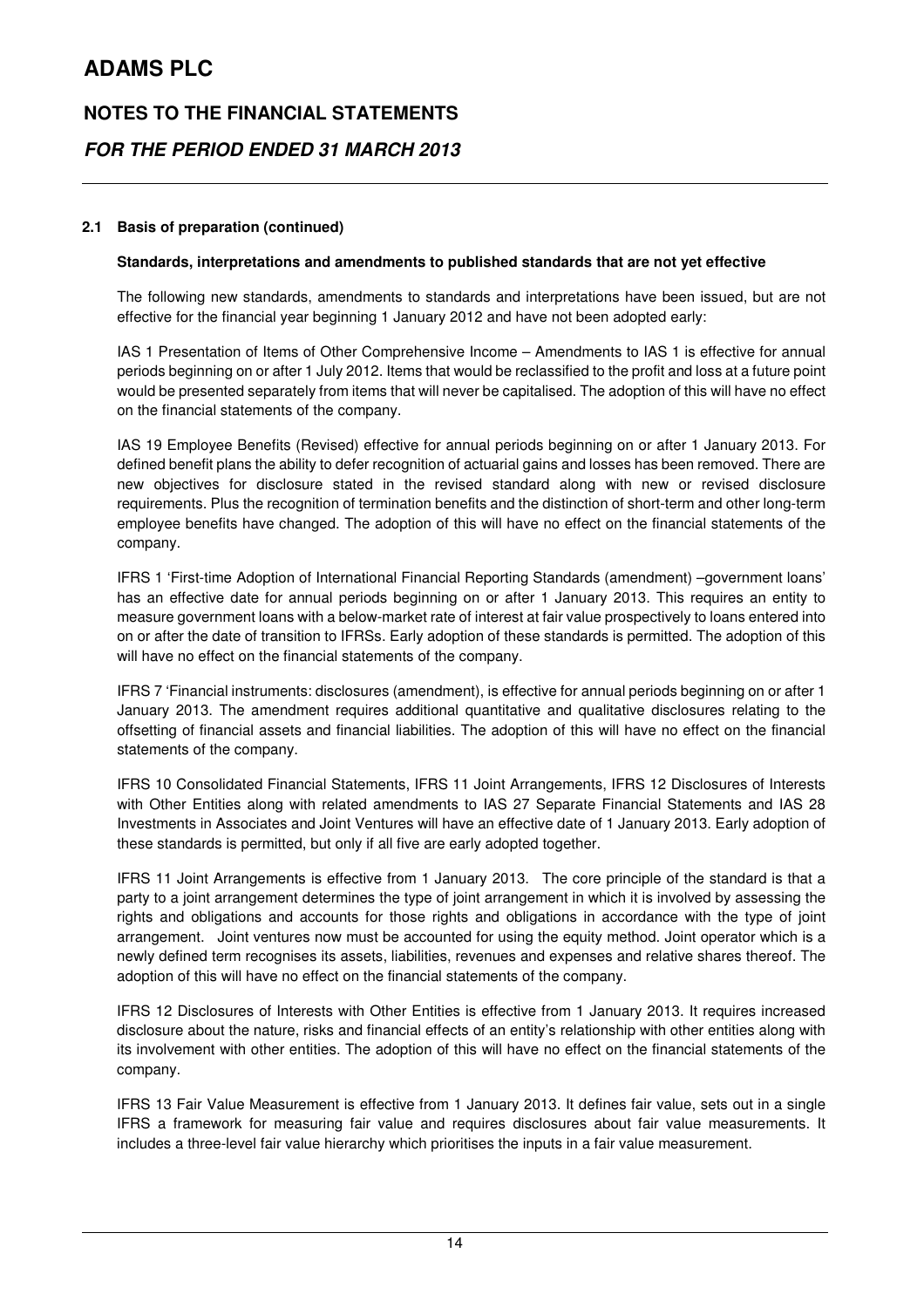# ADAMS PLC

## NOTES TO THE FINANCIAL STATEMENTS

## *FOR THE PERIOD ENDED 31 MARCH 2013*

### 2.1 Basis of preparation (continued)

**Standards, interpretations and amendments to published standards that are not yet effective**

The following new standards, amendments to standards and interpretations have been issued, but are not effective for the financial year beginning 1 January 2012 and have not been adopted early:

IAS 1 Presentation of Items of Other Comprehensive Income – Amendments to IAS 1 is effective for annual periods beginning on or after 1 July 2012. Items that would be reclassified to the profit and loss at a future point would be presented separately from items that will never be capitalised. The adoption of this will have no effect on the financial statements of the company.

IAS 19 Employee Benefits (Revised) effective for annual periods beginning on or after 1 January 2013. For defined benefit plans the ability to defer recognition of actuarial gains and losses has been removed. There are new objectives for disclosure stated in the revised standard along with new or revised disclosure requirements. Plus the recognition of termination benefits and the distinction of short-term and other long-term employee benefits have changed. The adoption of this will have no effect on the financial statements of the company.

IFRS 1 'First-time Adoption of International Financial Reporting Standards (amendment) –government loans' has an effective date for annual periods beginning on or after 1 January 2013. This requires an entity to measure government loans with a below-market rate of interest at fair value prospectively to loans entered into on or after the date of transition to IFRSs. Early adoption of these standards is permitted. The adoption of this will have no effect on the financial statements of the company.

IFRS 7 'Financial instruments: disclosures (amendment), is effective for annual periods beginning on or after 1 January 2013. The amendment requires additional quantitative and qualitative disclosures relating to the offsetting of financial assets and financial liabilities. The adoption of this will have no effect on the financial statements of the company.

IFRS 10 Consolidated Financial Statements, IFRS 11 Joint Arrangements, IFRS 12 Disclosures of Interests with Other Entities along with related amendments to IAS 27 Separate Financial Statements and IAS 28 Investments in Associates and Joint Ventures will have an effective date of 1 January 2013. Early adoption of these standards is permitted, but only if all five are early adopted together.

IFRS 11 Joint Arrangements is effective from 1 January 2013. The core principle of the standard is that a party to a joint arrangement determines the type of joint arrangement in which it is involved by assessing the rights and obligations and accounts for those rights and obligations in accordance with the type of joint arrangement. Joint ventures now must be accounted for using the equity method. Joint operator which is a newly defined term recognises its assets, liabilities, revenues and expenses and relative shares thereof. The adoption of this will have no effect on the financial statements of the company.

IFRS 12 Disclosures of Interests with Other Entities is effective from 1 January 2013. It requires increased disclosure about the nature, risks and financial effects of an entity's relationship with other entities along with its involvement with other entities. The adoption of this will have no effect on the financial statements of the company.

IFRS 13 Fair Value Measurement is effective from 1 January 2013. It defines fair value, sets out in a single IFRS a framework for measuring fair value and requires disclosures about fair value measurements. It includes a three-level fair value hierarchy which prioritises the inputs in a fair value measurement.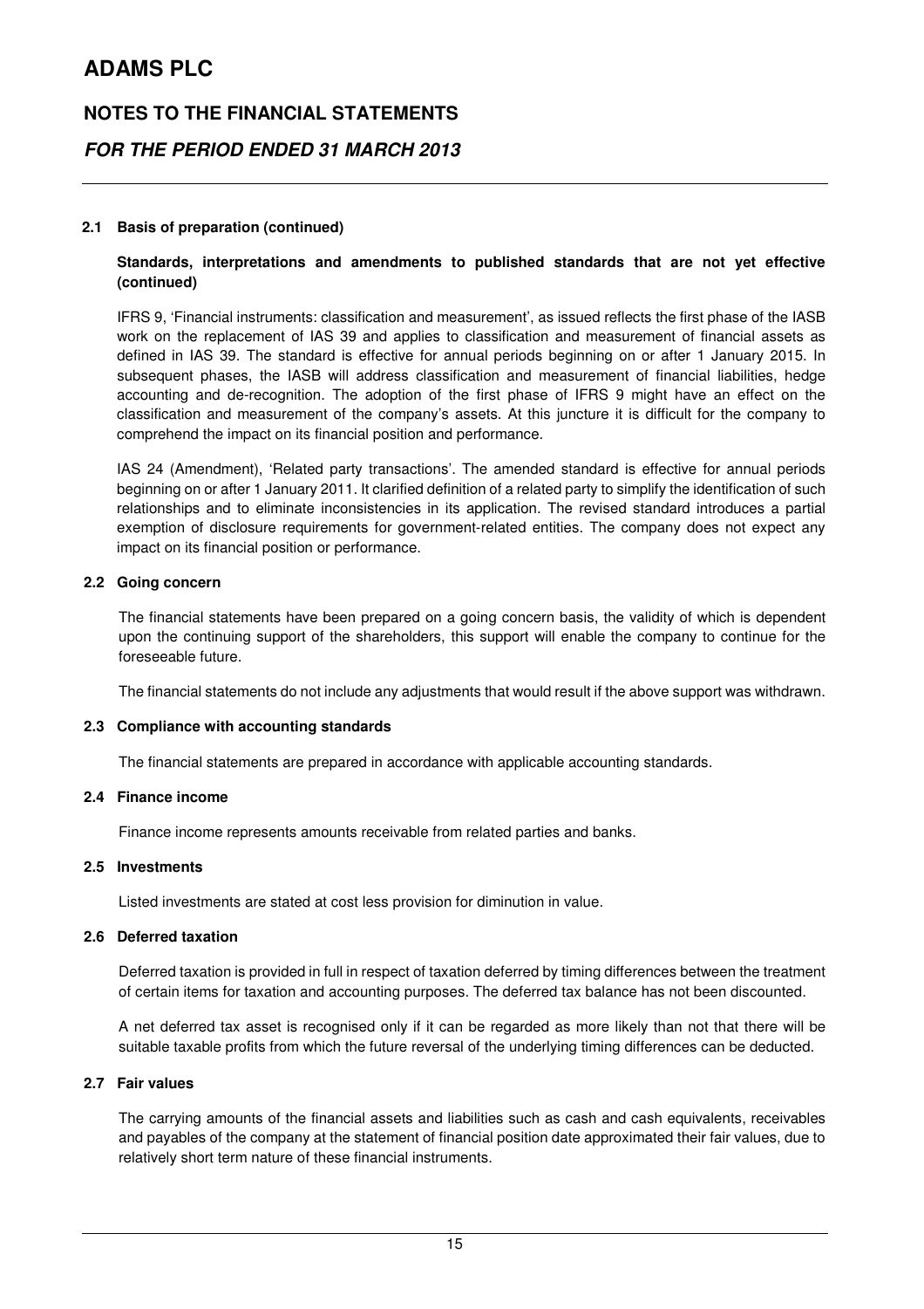# ADAMS PLC

## NOTES TO THE FINANCIAL STATEMENTS

## *FOR THE PERIOD ENDED 31 MARCH 2013*

### 2.1 Basis of preparation (continued)

**Standards, interpretations and amendments to published standards that are not yet effective (continued)**

IFRS 9, 'Financial instruments: classification and measurement', as issued reflects the first phase of the IASB work on the replacement of IAS 39 and applies to classification and measurement of financial assets as defined in IAS 39. The standard is effective for annual periods beginning on or after 1 January 2015. In subsequent phases, the IASB will address classification and measurement of financial liabilities, hedge accounting and de-recognition. The adoption of the first phase of IFRS 9 might have an effect on the classification and measurement of the company's assets. At this juncture it is difficult for the company to comprehend the impact on its financial position and performance.

IAS 24 (Amendment), 'Related party transactions'. The amended standard is effective for annual periods beginning on or after 1 January 2011. It clarified definition of a related party to simplify the identification of such relationships and to eliminate inconsistencies in its application. The revised standard introduces a partial exemption of disclosure requirements for government-related entities. The company does not expect any impact on its financial position or performance.

### 2.2 Going concern

The financial statements have been prepared on a going concern basis, the validity of which is dependent upon the continuing support of the shareholders, this support will enable the company to continue for the foreseeable future.

The financial statements do not include any adjustments that would result if the above support was withdrawn.

### 2.3 Compliance with accounting standards

The financial statements are prepared in accordance with applicable accounting standards.

### 2.4 Finance income

Finance income represents amounts receivable from related parties and banks.

### 2.5 Investments

Listed investments are stated at cost less provision for diminution in value.

### 2.6 Deferred taxation

Deferred taxation is provided in full in respect of taxation deferred by timing differences between the treatment of certain items for taxation and accounting purposes. The deferred tax balance has not been discounted.

A net deferred tax asset is recognised only if it can be regarded as more likely than not that there will be suitable taxable profits from which the future reversal of the underlying timing differences can be deducted.

### 2.7 Fair values

The carrying amounts of the financial assets and liabilities such as cash and cash equivalents, receivables and payables of the company at the statement of financial position date approximated their fair values, due to relatively short term nature of these financial instruments.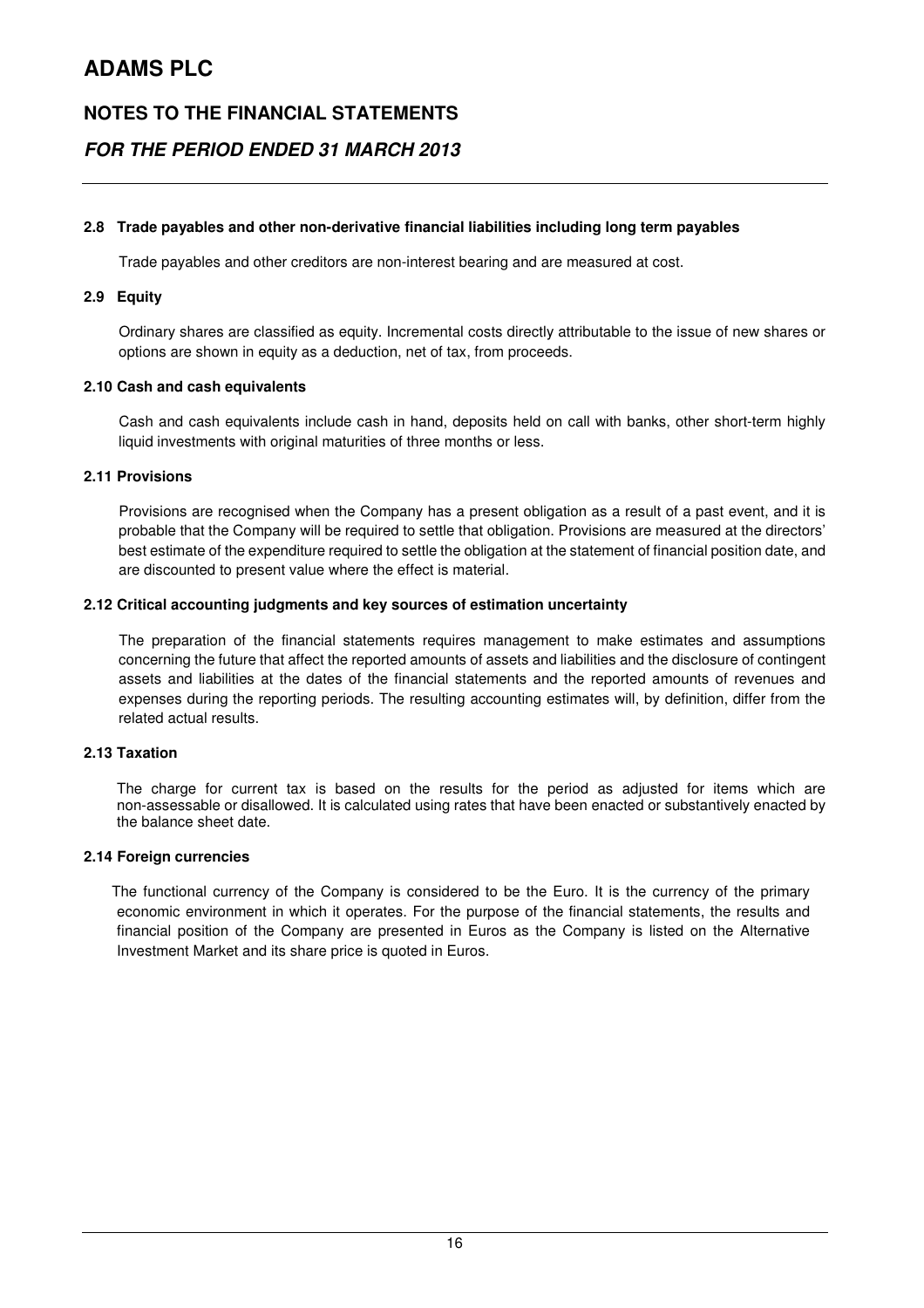# ADAMS PLC

## NOTES TO THE FINANCIAL STATEMENTS

## *FOR THE PERIOD ENDED 31 MARCH 2013*

### 2.8 Trade payables and other non-derivative financial liabilities including long term payables

Trade payables and other creditors are non-interest bearing and are measured at cost.

### 2.9 Equity

Ordinary shares are classified as equity. Incremental costs directly attributable to the issue of new shares or options are shown in equity as a deduction, net of tax, from proceeds.

### 2.10 Cash and cash equivalents

Cash and cash equivalents include cash in hand, deposits held on call with banks, other short-term highly liquid investments with original maturities of three months or less.

### 2.11 Provisions

Provisions are recognised when the Company has a present obligation as a result of a past event, and it is probable that the Company will be required to settle that obligation. Provisions are measured at the directors' best estimate of the expenditure required to settle the obligation at the statement of financial position date, and are discounted to present value where the effect is material.

### 2.12 Critical accounting judgments and key sources of estimation uncertainty

The preparation of the financial statements requires management to make estimates and assumptions concerning the future that affect the reported amounts of assets and liabilities and the disclosure of contingent assets and liabilities at the dates of the financial statements and the reported amounts of revenues and expenses during the reporting periods. The resulting accounting estimates will, by definition, differ from the related actual results.

### 2.13 Taxation

The charge for current tax is based on the results for the period as adjusted for items which are non-assessable or disallowed. It is calculated using rates that have been enacted or substantively enacted by the balance sheet date.

### 2.14 Foreign currencies

The functional currency of the Company is considered to be the Euro. It is the currency of the primary economic environment in which it operates. For the purpose of the financial statements, the results and financial position of the Company are presented in Euros as the Company is listed on the Alternative Investment Market and its share price is quoted in Euros.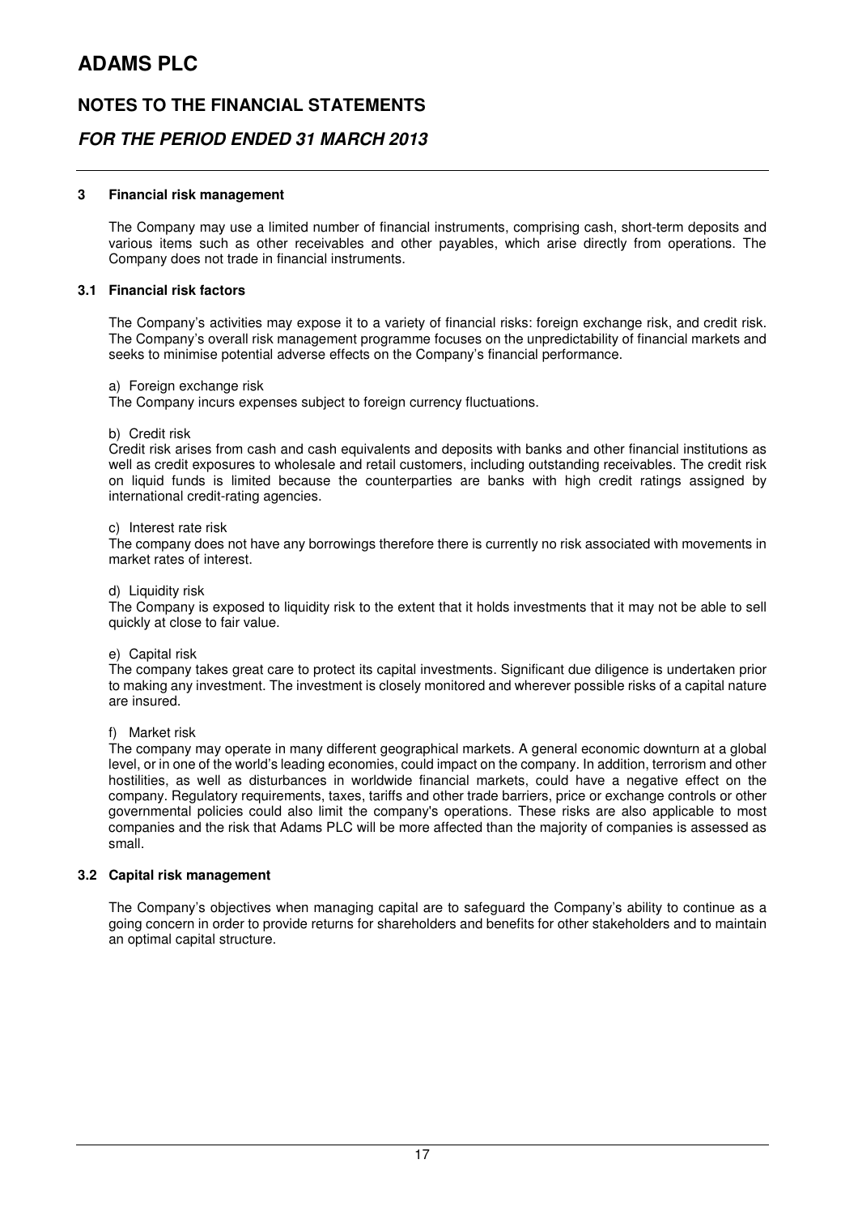### 3 Financial risk management

The Company may use a limited number of financial instruments, comprising cash, short-term deposits and various items such as other receivables and other payables, which arise directly from operations. The Company does not trade in financial instruments.

#### 3.1 Financial risk factors

The Company's activities may expose it to a variety of financial risks: foreign exchange risk, and credit risk. The Company's overall risk management programme focuses on the unpredictability of financial markets and seeks to minimise potential adverse effects on the Company's financial performance.

a) Foreign exchange risk
The Company incurs expenses subject to foreign currency fluctuations.

b) Credit risk
Credit risk arises from cash and cash equivalents and deposits with banks and other financial institutions as well as credit exposures to wholesale and retail customers, including outstanding receivables. The credit risk on liquid funds is limited because the counterparties are banks with high credit ratings assigned by international credit-rating agencies.

c) Interest rate risk
The company does not have any borrowings therefore there is currently no risk associated with movements in market rates of interest.

d) Liquidity risk
The Company is exposed to liquidity risk to the extent that it holds investments that it may not be able to sell quickly at close to fair value.

e) Capital risk
The company takes great care to protect its capital investments. Significant due diligence is undertaken prior to making any investment. The investment is closely monitored and wherever possible risks of a capital nature are insured.

f) Market risk
The company may operate in many different geographical markets. A general economic downturn at a global level, or in one of the world's leading economies, could impact on the company. In addition, terrorism and other hostilities, as well as disturbances in worldwide financial markets, could have a negative effect on the company. Regulatory requirements, taxes, tariffs and other trade barriers, price or exchange controls or other governmental policies could also limit the company's operations. These risks are also applicable to most companies and the risk that Adams PLC will be more affected than the majority of companies is assessed as small.

#### 3.2 Capital risk management

The Company's objectives when managing capital are to safeguard the Company's ability to continue as a going concern in order to provide returns for shareholders and benefits for other stakeholders and to maintain an optimal capital structure.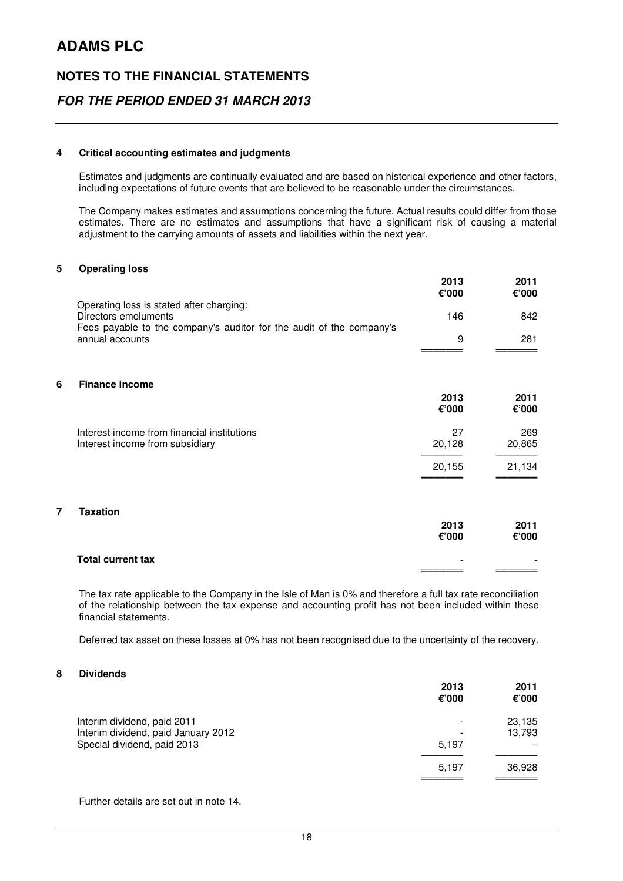# ADAMS PLC

## NOTES TO THE FINANCIAL STATEMENTS

## *FOR THE PERIOD ENDED 31 MARCH 2013*

### 4 Critical accounting estimates and judgments

Estimates and judgments are continually evaluated and are based on historical experience and other factors, including expectations of future events that are believed to be reasonable under the circumstances.

The Company makes estimates and assumptions concerning the future. Actual results could differ from those estimates. There are no estimates and assumptions that have a significant risk of causing a material adjustment to the carrying amounts of assets and liabilities within the next year.

### 5 Operating loss

| | 2013 €'000 | 2011 €'000 |
|---|---|---|
| Operating loss is stated after charging: | | |
| Directors emoluments | 146 | 842 |
| Fees payable to the company's auditor for the audit of the company's annual accounts | 9 | 281 |

### 6 Finance income

| | 2013 €'000 | 2011 €'000 |
|---|---|---|
| Interest income from financial institutions | 27 | 269 |
| Interest income from subsidiary | 20,128 | 20,865 |
| | 20,155 | 21,134 |

### 7 Taxation

| | 2013 €'000 | 2011 €'000 |
|---|---|---|
| **Total current tax** | - | - |

The tax rate applicable to the Company in the Isle of Man is 0% and therefore a full tax rate reconciliation of the relationship between the tax expense and accounting profit has not been included within these financial statements.

Deferred tax asset on these losses at 0% has not been recognised due to the uncertainty of the recovery.

### 8 Dividends

| | 2013 €'000 | 2011 €'000 |
|---|---|---|
| Interim dividend, paid 2011 | - | 23,135 |
| Interim dividend, paid January 2012 | - | 13,793 |
| Special dividend, paid 2013 | 5,197 | - |
| | 5,197 | 36,928 |

Further details are set out in note 14.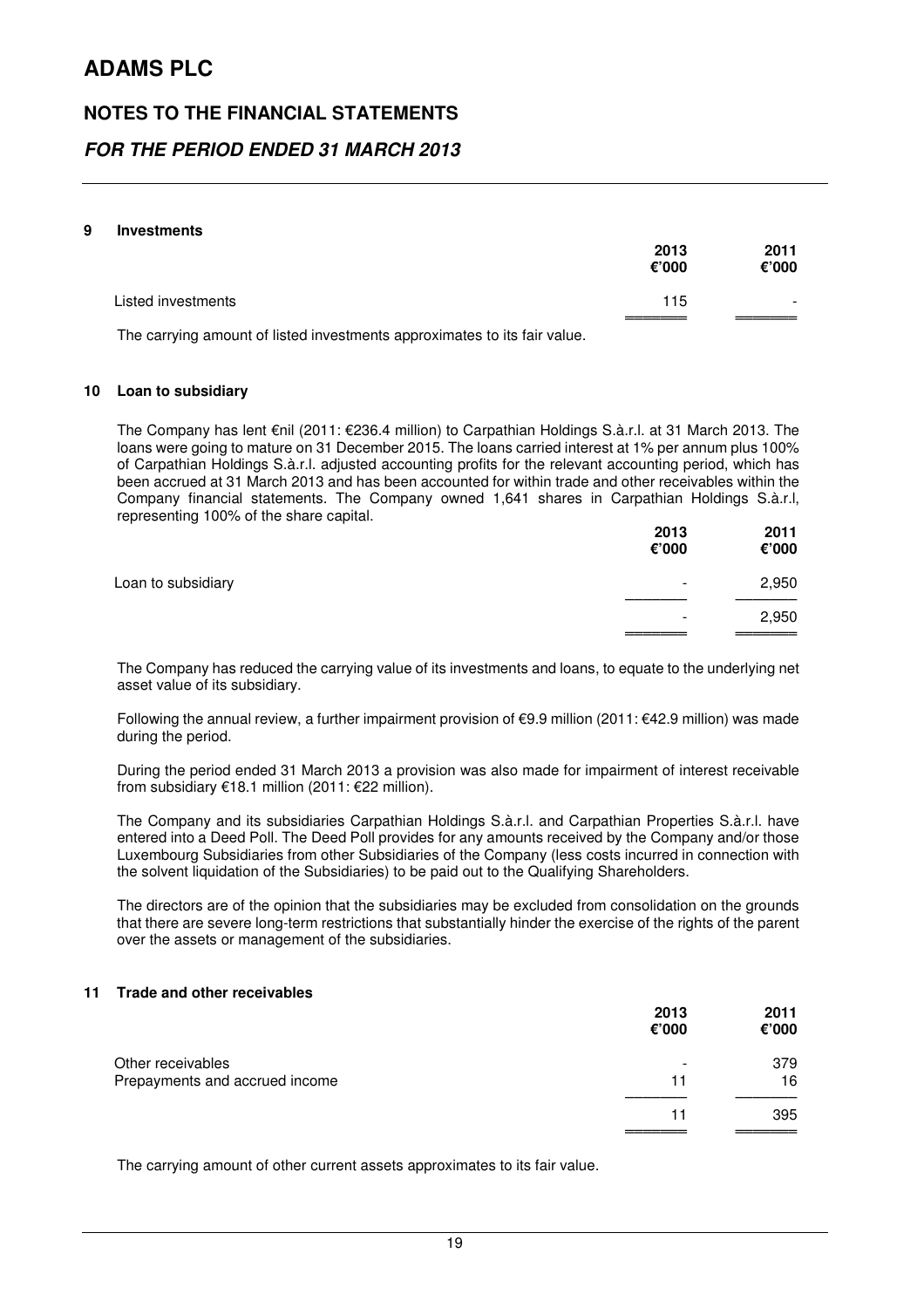# ADAMS PLC

## NOTES TO THE FINANCIAL STATEMENTS

## *FOR THE PERIOD ENDED 31 MARCH 2013*

### 9 Investments

| | 2013 €'000 | 2011 €'000 |
|---|---|---|
| Listed investments | 115 | - |

The carrying amount of listed investments approximates to its fair value.

### 10 Loan to subsidiary

The Company has lent €nil (2011: €236.4 million) to Carpathian Holdings S.à.r.l. at 31 March 2013. The loans were going to mature on 31 December 2015. The loans carried interest at 1% per annum plus 100% of Carpathian Holdings S.à.r.l. adjusted accounting profits for the relevant accounting period, which has been accrued at 31 March 2013 and has been accounted for within trade and other receivables within the Company financial statements. The Company owned 1,641 shares in Carpathian Holdings S.à.r.l, representing 100% of the share capital.

| | 2013 €'000 | 2011 €'000 |
|---|---|---|
| Loan to subsidiary | - | 2,950 |
| | - | 2,950 |

The Company has reduced the carrying value of its investments and loans, to equate to the underlying net asset value of its subsidiary.

Following the annual review, a further impairment provision of €9.9 million (2011: €42.9 million) was made during the period.

During the period ended 31 March 2013 a provision was also made for impairment of interest receivable from subsidiary €18.1 million (2011: €22 million).

The Company and its subsidiaries Carpathian Holdings S.à.r.l. and Carpathian Properties S.à.r.l. have entered into a Deed Poll. The Deed Poll provides for any amounts received by the Company and/or those Luxembourg Subsidiaries from other Subsidiaries of the Company (less costs incurred in connection with the solvent liquidation of the Subsidiaries) to be paid out to the Qualifying Shareholders.

The directors are of the opinion that the subsidiaries may be excluded from consolidation on the grounds that there are severe long-term restrictions that substantially hinder the exercise of the rights of the parent over the assets or management of the subsidiaries.

### 11 Trade and other receivables

| | 2013 €'000 | 2011 €'000 |
|---|---|---|
| Other receivables | - | 379 |
| Prepayments and accrued income | 11 | 16 |
| | 11 | 395 |

The carrying amount of other current assets approximates to its fair value.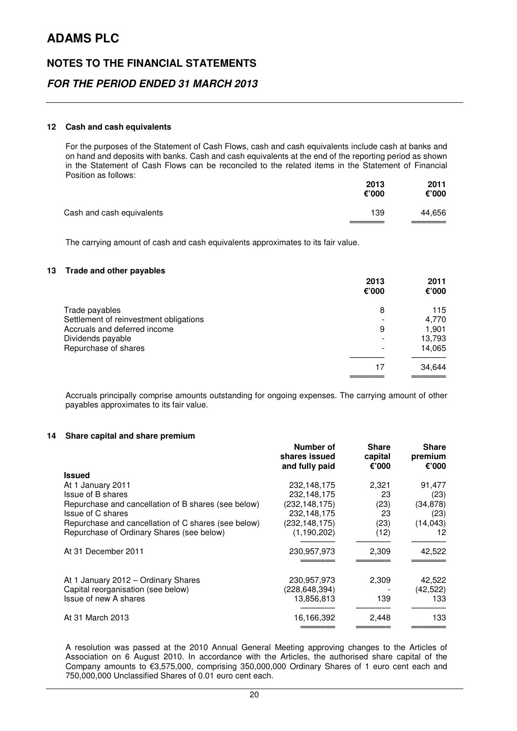# ADAMS PLC

## NOTES TO THE FINANCIAL STATEMENTS

## *FOR THE PERIOD ENDED 31 MARCH 2013*

### 12 Cash and cash equivalents

For the purposes of the Statement of Cash Flows, cash and cash equivalents include cash at banks and on hand and deposits with banks. Cash and cash equivalents at the end of the reporting period as shown in the Statement of Cash Flows can be reconciled to the related items in the Statement of Financial Position as follows:

| | 2013 €'000 | 2011 €'000 |
|---|---|---|
| Cash and cash equivalents | 139 | 44,656 |

The carrying amount of cash and cash equivalents approximates to its fair value.

### 13 Trade and other payables

| | 2013 €'000 | 2011 €'000 |
|---|---|---|
| Trade payables | 8 | 115 |
| Settlement of reinvestment obligations | - | 4,770 |
| Accruals and deferred income | 9 | 1,901 |
| Dividends payable | - | 13,793 |
| Repurchase of shares | - | 14,065 |
| | 17 | 34,644 |

Accruals principally comprise amounts outstanding for ongoing expenses. The carrying amount of other payables approximates to its fair value.

### 14 Share capital and share premium

| | Number of shares issued and fully paid | Share capital €'000 | Share premium €'000 |
|---|---|---|---|
| **Issued** | | | |
| At 1 January 2011 | 232,148,175 | 2,321 | 91,477 |
| Issue of B shares | 232,148,175 | 23 | (23) |
| Repurchase and cancellation of B shares (see below) | (232,148,175) | (23) | (34,878) |
| Issue of C shares | 232,148,175 | 23 | (23) |
| Repurchase and cancellation of C shares (see below) | (232,148,175) | (23) | (14,043) |
| Repurchase of Ordinary Shares (see below) | (1,190,202) | (12) | 12 |
| At 31 December 2011 | 230,957,973 | 2,309 | 42,522 |
| | | | |
| At 1 January 2012 – Ordinary Shares | 230,957,973 | 2,309 | 42,522 |
| Capital reorganisation (see below) | (228,648,394) | - | (42,522) |
| Issue of new A shares | 13,856,813 | 139 | 133 |
| At 31 March 2013 | 16,166,392 | 2,448 | 133 |

A resolution was passed at the 2010 Annual General Meeting approving changes to the Articles of Association on 6 August 2010. In accordance with the Articles, the authorised share capital of the Company amounts to €3,575,000, comprising 350,000,000 Ordinary Shares of 1 euro cent each and 750,000,000 Unclassified Shares of 0.01 euro cent each.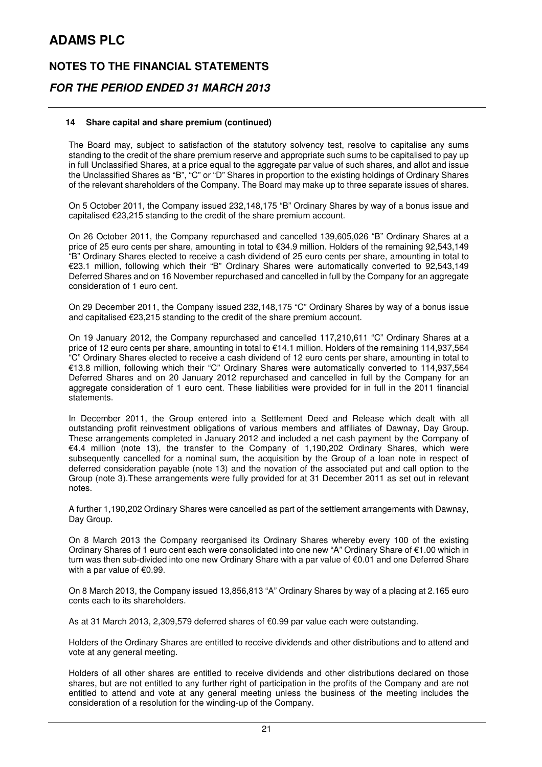# ADAMS PLC

## NOTES TO THE FINANCIAL STATEMENTS

## *FOR THE PERIOD ENDED 31 MARCH 2013*

### 14 Share capital and share premium (continued)

The Board may, subject to satisfaction of the statutory solvency test, resolve to capitalise any sums standing to the credit of the share premium reserve and appropriate such sums to be capitalised to pay up in full Unclassified Shares, at a price equal to the aggregate par value of such shares, and allot and issue the Unclassified Shares as "B", "C" or "D" Shares in proportion to the existing holdings of Ordinary Shares of the relevant shareholders of the Company. The Board may make up to three separate issues of shares.

On 5 October 2011, the Company issued 232,148,175 "B" Ordinary Shares by way of a bonus issue and capitalised €23,215 standing to the credit of the share premium account.

On 26 October 2011, the Company repurchased and cancelled 139,605,026 "B" Ordinary Shares at a price of 25 euro cents per share, amounting in total to €34.9 million. Holders of the remaining 92,543,149 "B" Ordinary Shares elected to receive a cash dividend of 25 euro cents per share, amounting in total to €23.1 million, following which their "B" Ordinary Shares were automatically converted to 92,543,149 Deferred Shares and on 16 November repurchased and cancelled in full by the Company for an aggregate consideration of 1 euro cent.

On 29 December 2011, the Company issued 232,148,175 "C" Ordinary Shares by way of a bonus issue and capitalised €23,215 standing to the credit of the share premium account.

On 19 January 2012, the Company repurchased and cancelled 117,210,611 "C" Ordinary Shares at a price of 12 euro cents per share, amounting in total to €14.1 million. Holders of the remaining 114,937,564 "C" Ordinary Shares elected to receive a cash dividend of 12 euro cents per share, amounting in total to €13.8 million, following which their "C" Ordinary Shares were automatically converted to 114,937,564 Deferred Shares and on 20 January 2012 repurchased and cancelled in full by the Company for an aggregate consideration of 1 euro cent. These liabilities were provided for in full in the 2011 financial statements.

In December 2011, the Group entered into a Settlement Deed and Release which dealt with all outstanding profit reinvestment obligations of various members and affiliates of Dawnay, Day Group. These arrangements completed in January 2012 and included a net cash payment by the Company of €4.4 million (note 13), the transfer to the Company of 1,190,202 Ordinary Shares, which were subsequently cancelled for a nominal sum, the acquisition by the Group of a loan note in respect of deferred consideration payable (note 13) and the novation of the associated put and call option to the Group (note 3).These arrangements were fully provided for at 31 December 2011 as set out in relevant notes.

A further 1,190,202 Ordinary Shares were cancelled as part of the settlement arrangements with Dawnay, Day Group.

On 8 March 2013 the Company reorganised its Ordinary Shares whereby every 100 of the existing Ordinary Shares of 1 euro cent each were consolidated into one new "A" Ordinary Share of €1.00 which in turn was then sub-divided into one new Ordinary Share with a par value of €0.01 and one Deferred Share with a par value of €0.99.

On 8 March 2013, the Company issued 13,856,813 "A" Ordinary Shares by way of a placing at 2.165 euro cents each to its shareholders.

As at 31 March 2013, 2,309,579 deferred shares of €0.99 par value each were outstanding.

Holders of the Ordinary Shares are entitled to receive dividends and other distributions and to attend and vote at any general meeting.

Holders of all other shares are entitled to receive dividends and other distributions declared on those shares, but are not entitled to any further right of participation in the profits of the Company and are not entitled to attend and vote at any general meeting unless the business of the meeting includes the consideration of a resolution for the winding-up of the Company.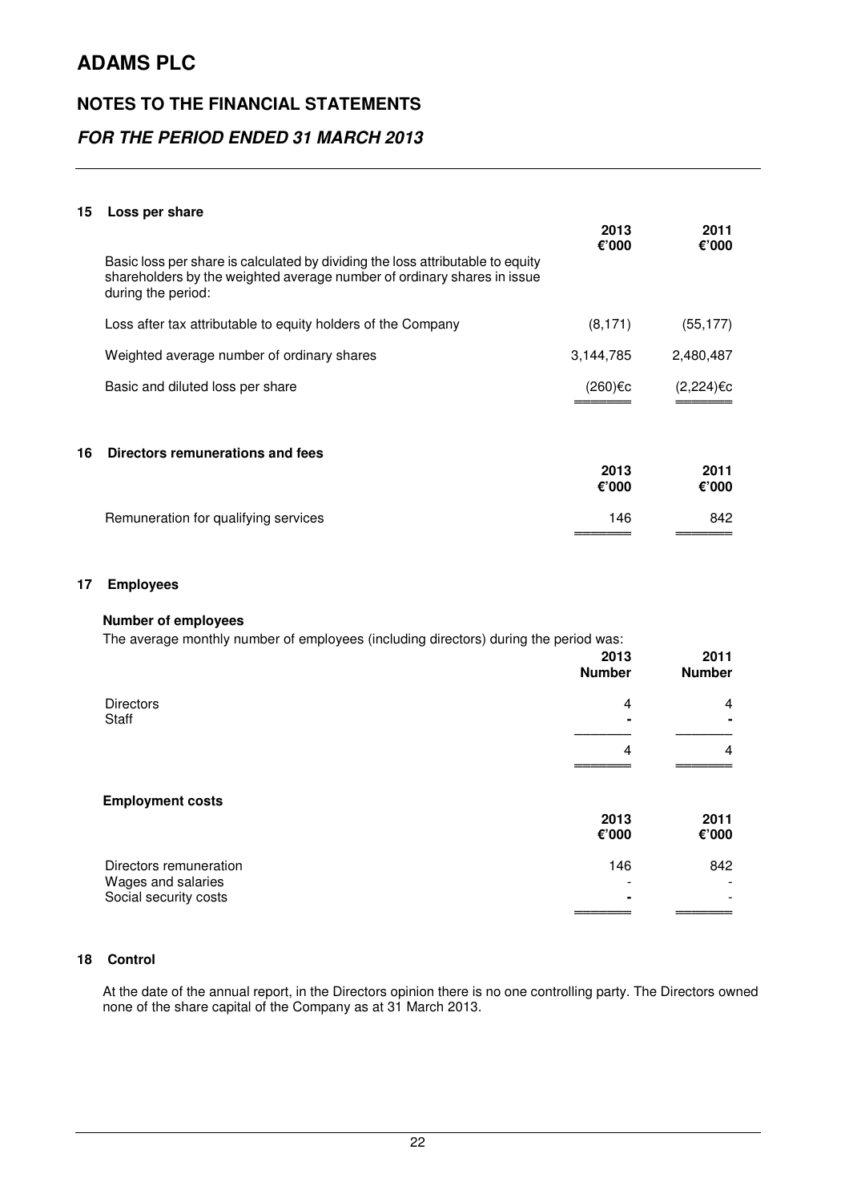# ADAMS PLC

## NOTES TO THE FINANCIAL STATEMENTS

## *FOR THE PERIOD ENDED 31 MARCH 2013*

### 15 Loss per share

| | 2013 €'000 | 2011 €'000 |
|---|---|---|
| Basic loss per share is calculated by dividing the loss attributable to equity shareholders by the weighted average number of ordinary shares in issue during the period: | | |
| Loss after tax attributable to equity holders of the Company | (8,171) | (55,177) |
| Weighted average number of ordinary shares | 3,144,785 | 2,480,487 |
| Basic and diluted loss per share | (260)€c | (2,224)€c |

### 16 Directors remunerations and fees

| | 2013 €'000 | 2011 €'000 |
|---|---|---|
| Remuneration for qualifying services | 146 | 842 |

### 17 Employees

**Number of employees**

The average monthly number of employees (including directors) during the period was:

| | 2013 Number | 2011 Number |
|---|---|---|
| Directors | 4 | 4 |
| Staff | - | - |
| | 4 | 4 |

**Employment costs**

| | 2013 €'000 | 2011 €'000 |
|---|---|---|
| Directors remuneration | 146 | 842 |
| Wages and salaries | - | - |
| Social security costs | - | - |

### 18 Control

At the date of the annual report, in the Directors opinion there is no one controlling party. The Directors owned none of the share capital of the Company as at 31 March 2013.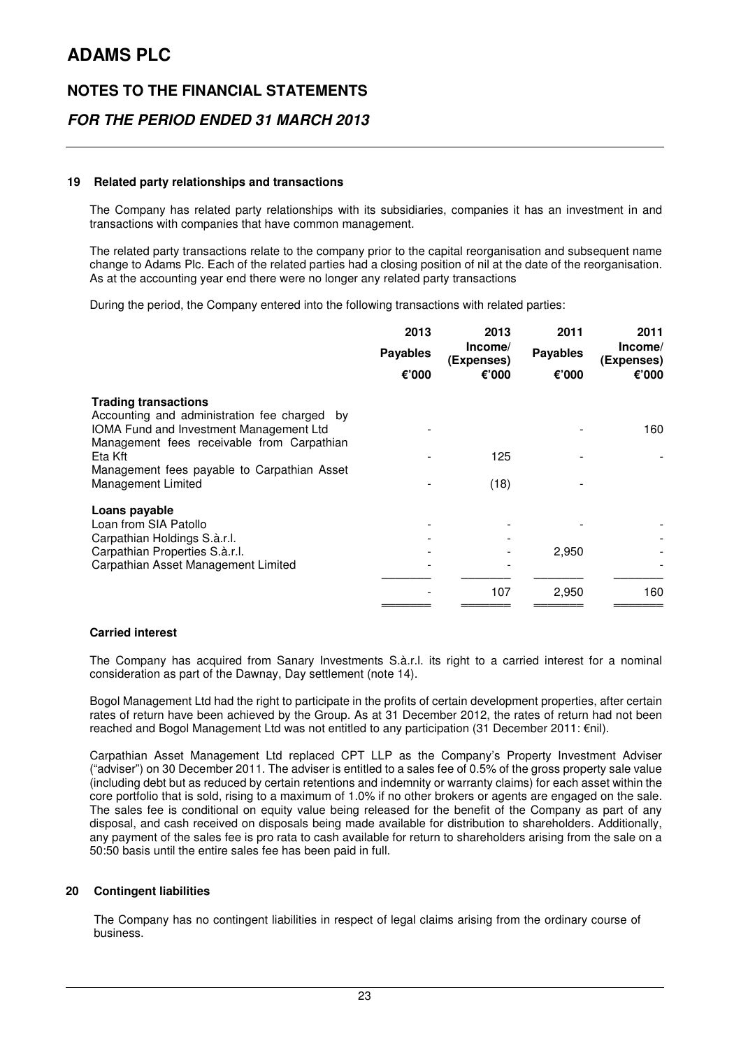# ADAMS PLC

## NOTES TO THE FINANCIAL STATEMENTS

### *FOR THE PERIOD ENDED 31 MARCH 2013*

**19 Related party relationships and transactions**

The Company has related party relationships with its subsidiaries, companies it has an investment in and transactions with companies that have common management.

The related party transactions relate to the company prior to the capital reorganisation and subsequent name change to Adams Plc. Each of the related parties had a closing position of nil at the date of the reorganisation. As at the accounting year end there were no longer any related party transactions

During the period, the Company entered into the following transactions with related parties:

| | 2013 | 2013 | 2011 | 2011 |
|---|---|---|---|---|
| | Payables | Income/ (Expenses) | Payables | Income/ (Expenses) |
| | €'000 | €'000 | €'000 | €'000 |
| **Trading transactions** | | | | |
| Accounting and administration fee charged by IOMA Fund and Investment Management Ltd | - | | - | 160 |
| Management fees receivable from Carpathian Eta Kft | - | 125 | - | - |
| Management fees payable to Carpathian Asset Management Limited | - | (18) | - | |
| **Loans payable** | | | | |
| Loan from SIA Patollo | - | - | - | - |
| Carpathian Holdings S.à.r.l. | - | - | | - |
| Carpathian Properties S.à.r.l. | - | - | 2,950 | - |
| Carpathian Asset Management Limited | - | - | | - |
| | - | 107 | 2,950 | 160 |

**Carried interest**

The Company has acquired from Sanary Investments S.à.r.l. its right to a carried interest for a nominal consideration as part of the Dawnay, Day settlement (note 14).

Bogol Management Ltd had the right to participate in the profits of certain development properties, after certain rates of return have been achieved by the Group. As at 31 December 2012, the rates of return had not been reached and Bogol Management Ltd was not entitled to any participation (31 December 2011: €nil).

Carpathian Asset Management Ltd replaced CPT LLP as the Company's Property Investment Adviser ("adviser") on 30 December 2011. The adviser is entitled to a sales fee of 0.5% of the gross property sale value (including debt but as reduced by certain retentions and indemnity or warranty claims) for each asset within the core portfolio that is sold, rising to a maximum of 1.0% if no other brokers or agents are engaged on the sale. The sales fee is conditional on equity value being released for the benefit of the Company as part of any disposal, and cash received on disposals being made available for distribution to shareholders. Additionally, any payment of the sales fee is pro rata to cash available for return to shareholders arising from the sale on a 50:50 basis until the entire sales fee has been paid in full.

**20 Contingent liabilities**

The Company has no contingent liabilities in respect of legal claims arising from the ordinary course of business.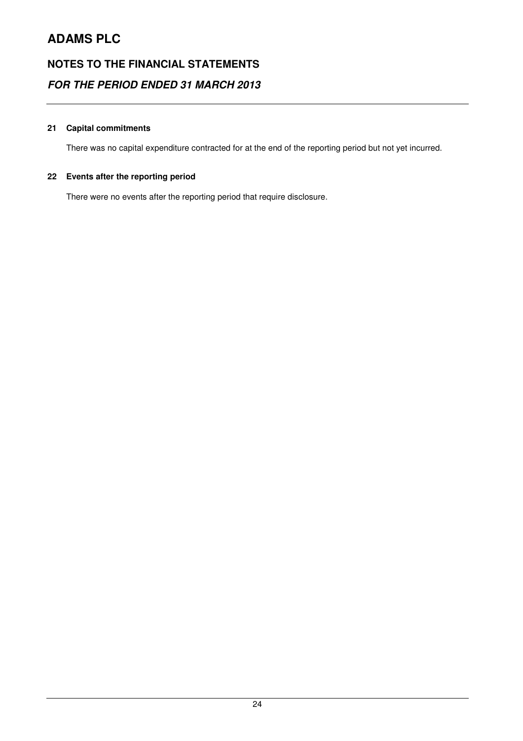# ADAMS PLC

## NOTES TO THE FINANCIAL STATEMENTS

## *FOR THE PERIOD ENDED 31 MARCH 2013*

### 21 Capital commitments

There was no capital expenditure contracted for at the end of the reporting period but not yet incurred.

### 22 Events after the reporting period

There were no events after the reporting period that require disclosure.